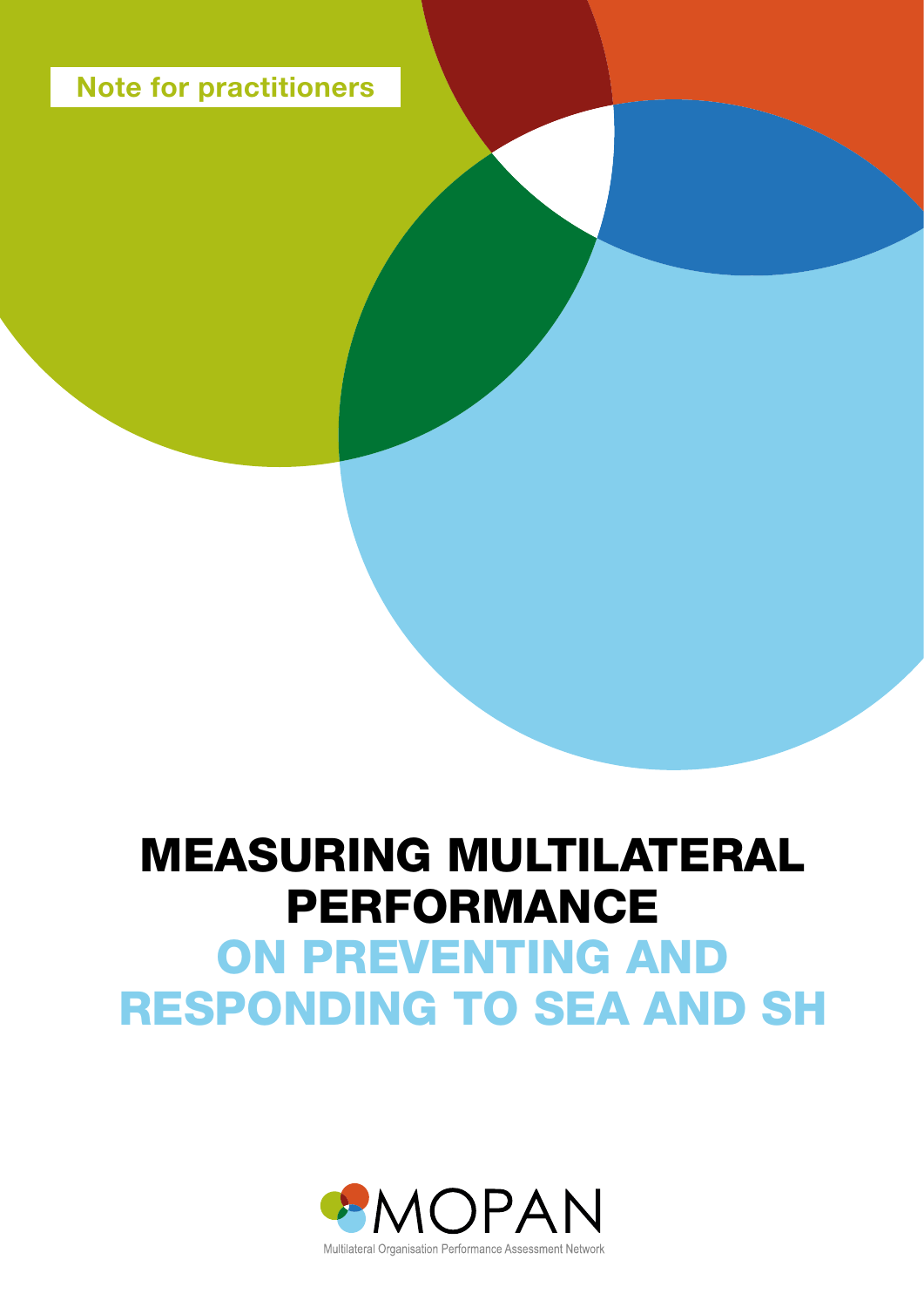Note for practitioners

# MEASURING MULTILATERAL PERFORMANCE ON PREVENTING AND RESPONDING TO SEA AND SH

MOPAN

Multilateral Organisation Performance Assessment Network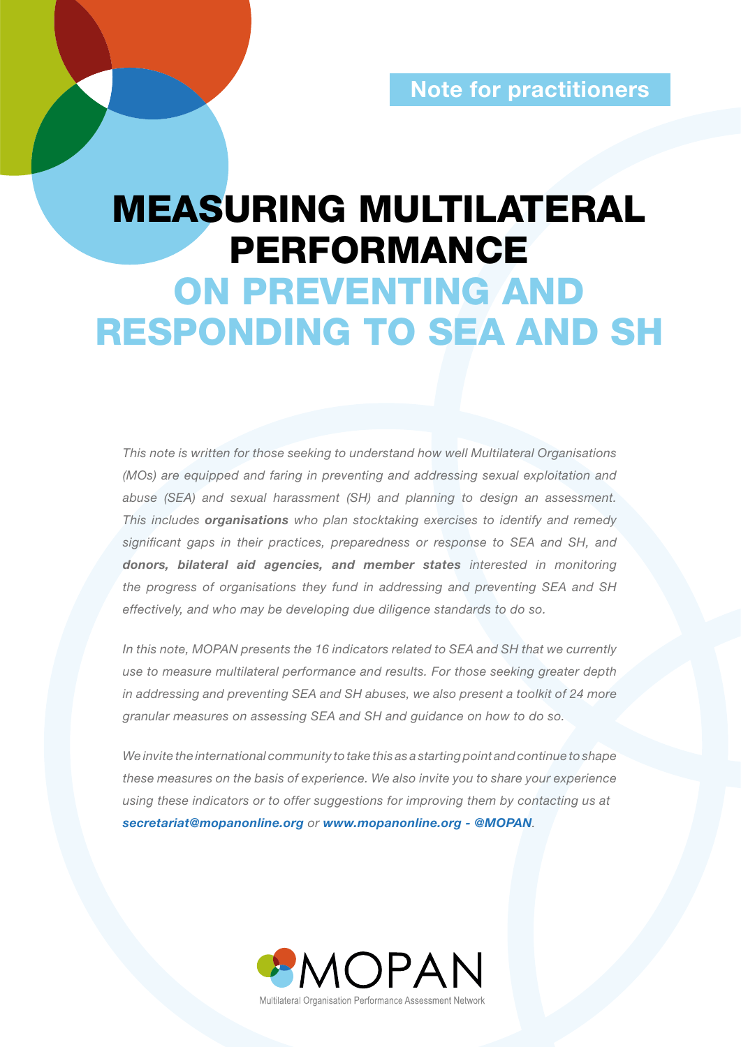Note for practitioners

# MEASURING MULTILATERAL PERFORMANCE ON PREVENTING AND RESPONDING TO SEA AND SH

*This note is written for those seeking to understand how well Multilateral Organisations (MOs) are equipped and faring in preventing and addressing sexual exploitation and abuse (SEA) and sexual harassment (SH) and planning to design an assessment. This includes* ***organisations*** *who plan stocktaking exercises to identify and remedy significant gaps in their practices, preparedness or response to SEA and SH, and* ***donors, bilateral aid agencies, and member states*** *interested in monitoring the progress of organisations they fund in addressing and preventing SEA and SH effectively, and who may be developing due diligence standards to do so.*

*In this note, MOPAN presents the 16 indicators related to SEA and SH that we currently use to measure multilateral performance and results. For those seeking greater depth in addressing and preventing SEA and SH abuses, we also present a toolkit of 24 more granular measures on assessing SEA and SH and guidance on how to do so.*

*We invite the international community to take this as a starting point and continue to shape these measures on the basis of experience. We also invite you to share your experience using these indicators or to offer suggestions for improving them by contacting us at* ***secretariat@mopanonline.org*** *or* ***www.mopanonline.org - @MOPAN****.*

MOPAN
Multilateral Organisation Performance Assessment Network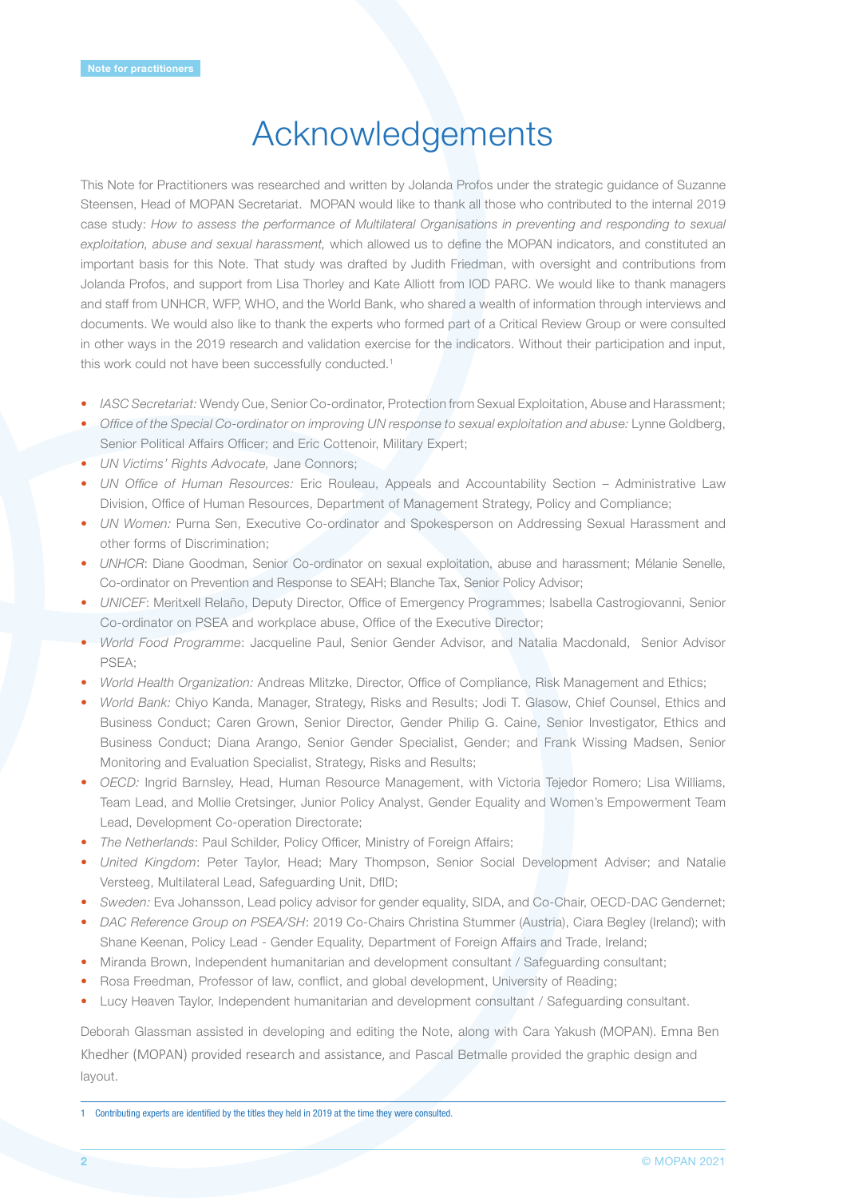# Acknowledgements

This Note for Practitioners was researched and written by Jolanda Profos under the strategic guidance of Suzanne Steensen, Head of MOPAN Secretariat. MOPAN would like to thank all those who contributed to the internal 2019 case study: *How to assess the performance of Multilateral Organisations in preventing and responding to sexual exploitation, abuse and sexual harassment,* which allowed us to define the MOPAN indicators, and constituted an important basis for this Note. That study was drafted by Judith Friedman, with oversight and contributions from Jolanda Profos, and support from Lisa Thorley and Kate Alliott from IOD PARC. We would like to thank managers and staff from UNHCR, WFP, WHO, and the World Bank, who shared a wealth of information through interviews and documents. We would also like to thank the experts who formed part of a Critical Review Group or were consulted in other ways in the 2019 research and validation exercise for the indicators. Without their participation and input, this work could not have been successfully conducted.[1]

- *IASC Secretariat:* Wendy Cue, Senior Co-ordinator, Protection from Sexual Exploitation, Abuse and Harassment;
- *Office of the Special Co-ordinator on improving UN response to sexual exploitation and abuse:* Lynne Goldberg, Senior Political Affairs Officer; and Eric Cottenoir, Military Expert;
- *UN Victims' Rights Advocate,* Jane Connors;
- *UN Office of Human Resources:* Eric Rouleau, Appeals and Accountability Section – Administrative Law Division, Office of Human Resources, Department of Management Strategy, Policy and Compliance;
- *UN Women:* Purna Sen, Executive Co-ordinator and Spokesperson on Addressing Sexual Harassment and other forms of Discrimination;
- *UNHCR*: Diane Goodman, Senior Co-ordinator on sexual exploitation, abuse and harassment; Mélanie Senelle, Co-ordinator on Prevention and Response to SEAH; Blanche Tax, Senior Policy Advisor;
- *UNICEF*: Meritxell Relaño, Deputy Director, Office of Emergency Programmes; Isabella Castrogiovanni, Senior Co-ordinator on PSEA and workplace abuse, Office of the Executive Director;
- *World Food Programme*: Jacqueline Paul, Senior Gender Advisor, and Natalia Macdonald, Senior Advisor PSEA;
- *World Health Organization:* Andreas Mlitzke, Director, Office of Compliance, Risk Management and Ethics;
- *World Bank:* Chiyo Kanda, Manager, Strategy, Risks and Results; Jodi T. Glasow, Chief Counsel, Ethics and Business Conduct; Caren Grown, Senior Director, Gender Philip G. Caine, Senior Investigator, Ethics and Business Conduct; Diana Arango, Senior Gender Specialist, Gender; and Frank Wissing Madsen, Senior Monitoring and Evaluation Specialist, Strategy, Risks and Results;
- *OECD:* Ingrid Barnsley, Head, Human Resource Management, with Victoria Tejedor Romero; Lisa Williams, Team Lead, and Mollie Cretsinger, Junior Policy Analyst, Gender Equality and Women's Empowerment Team Lead, Development Co-operation Directorate;
- *The Netherlands*: Paul Schilder, Policy Officer, Ministry of Foreign Affairs;
- *United Kingdom*: Peter Taylor, Head; Mary Thompson, Senior Social Development Adviser; and Natalie Versteeg, Multilateral Lead, Safeguarding Unit, DfID;
- *Sweden:* Eva Johansson, Lead policy advisor for gender equality, SIDA, and Co-Chair, OECD-DAC Gendernet;
- *DAC Reference Group on PSEA/SH*: 2019 Co-Chairs Christina Stummer (Austria), Ciara Begley (Ireland); with Shane Keenan, Policy Lead - Gender Equality, Department of Foreign Affairs and Trade, Ireland;
- Miranda Brown, Independent humanitarian and development consultant / Safeguarding consultant;
- Rosa Freedman, Professor of law, conflict, and global development, University of Reading;
- Lucy Heaven Taylor, Independent humanitarian and development consultant / Safeguarding consultant.

Deborah Glassman assisted in developing and editing the Note, along with Cara Yakush (MOPAN). Emna Ben Khedher (MOPAN) provided research and assistance, and Pascal Betmalle provided the graphic design and layout.

1 Contributing experts are identified by the titles they held in 2019 at the time they were consulted.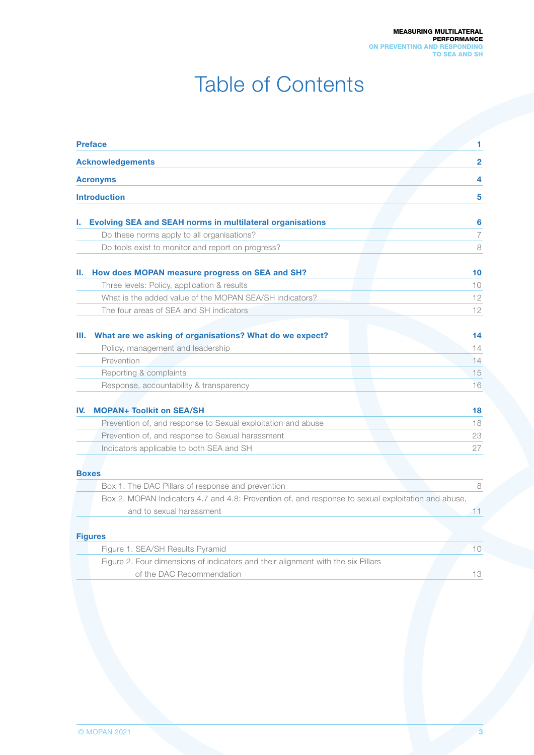# Table of Contents

| | |
|---|---|
| **Preface** | **1** |
| **Acknowledgements** | **2** |
| **Acronyms** | **4** |
| **Introduction** | **5** |
| **I. Evolving SEA and SEAH norms in multilateral organisations** | **6** |
| Do these norms apply to all organisations? | 7 |
| Do tools exist to monitor and report on progress? | 8 |
| **II. How does MOPAN measure progress on SEA and SH?** | **10** |
| Three levels: Policy, application & results | 10 |
| What is the added value of the MOPAN SEA/SH indicators? | 12 |
| The four areas of SEA and SH indicators | 12 |
| **III. What are we asking of organisations? What do we expect?** | **14** |
| Policy, management and leadership | 14 |
| Prevention | 14 |
| Reporting & complaints | 15 |
| Response, accountability & transparency | 16 |
| **IV. MOPAN+ Toolkit on SEA/SH** | **18** |
| Prevention of, and response to Sexual exploitation and abuse | 18 |
| Prevention of, and response to Sexual harassment | 23 |
| Indicators applicable to both SEA and SH | 27 |

**Boxes**

| | |
|---|---|
| Box 1. The DAC Pillars of response and prevention | 8 |
| Box 2. MOPAN Indicators 4.7 and 4.8: Prevention of, and response to sexual exploitation and abuse, and to sexual harassment | 11 |

**Figures**

| | |
|---|---|
| Figure 1. SEA/SH Results Pyramid | 10 |
| Figure 2. Four dimensions of indicators and their alignment with the six Pillars of the DAC Recommendation | 13 |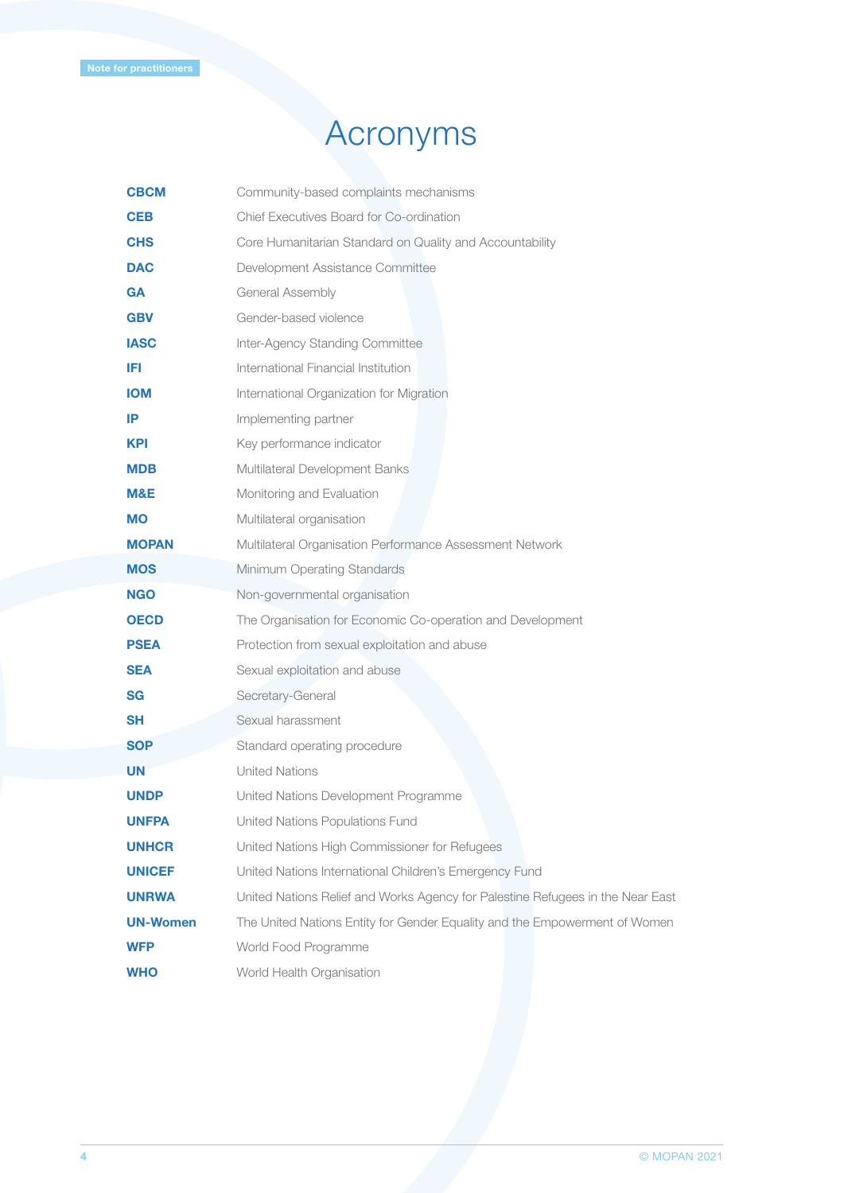# Acronyms

| | |
|---|---|
| **CBCM** | Community-based complaints mechanisms |
| **CEB** | Chief Executives Board for Co-ordination |
| **CHS** | Core Humanitarian Standard on Quality and Accountability |
| **DAC** | Development Assistance Committee |
| **GA** | General Assembly |
| **GBV** | Gender-based violence |
| **IASC** | Inter-Agency Standing Committee |
| **IFI** | International Financial Institution |
| **IOM** | International Organization for Migration |
| **IP** | Implementing partner |
| **KPI** | Key performance indicator |
| **MDB** | Multilateral Development Banks |
| **M&E** | Monitoring and Evaluation |
| **MO** | Multilateral organisation |
| **MOPAN** | Multilateral Organisation Performance Assessment Network |
| **MOS** | Minimum Operating Standards |
| **NGO** | Non-governmental organisation |
| **OECD** | The Organisation for Economic Co-operation and Development |
| **PSEA** | Protection from sexual exploitation and abuse |
| **SEA** | Sexual exploitation and abuse |
| **SG** | Secretary-General |
| **SH** | Sexual harassment |
| **SOP** | Standard operating procedure |
| **UN** | United Nations |
| **UNDP** | United Nations Development Programme |
| **UNFPA** | United Nations Populations Fund |
| **UNHCR** | United Nations High Commissioner for Refugees |
| **UNICEF** | United Nations International Children's Emergency Fund |
| **UNRWA** | United Nations Relief and Works Agency for Palestine Refugees in the Near East |
| **UN-Women** | The United Nations Entity for Gender Equality and the Empowerment of Women |
| **WFP** | World Food Programme |
| **WHO** | World Health Organisation |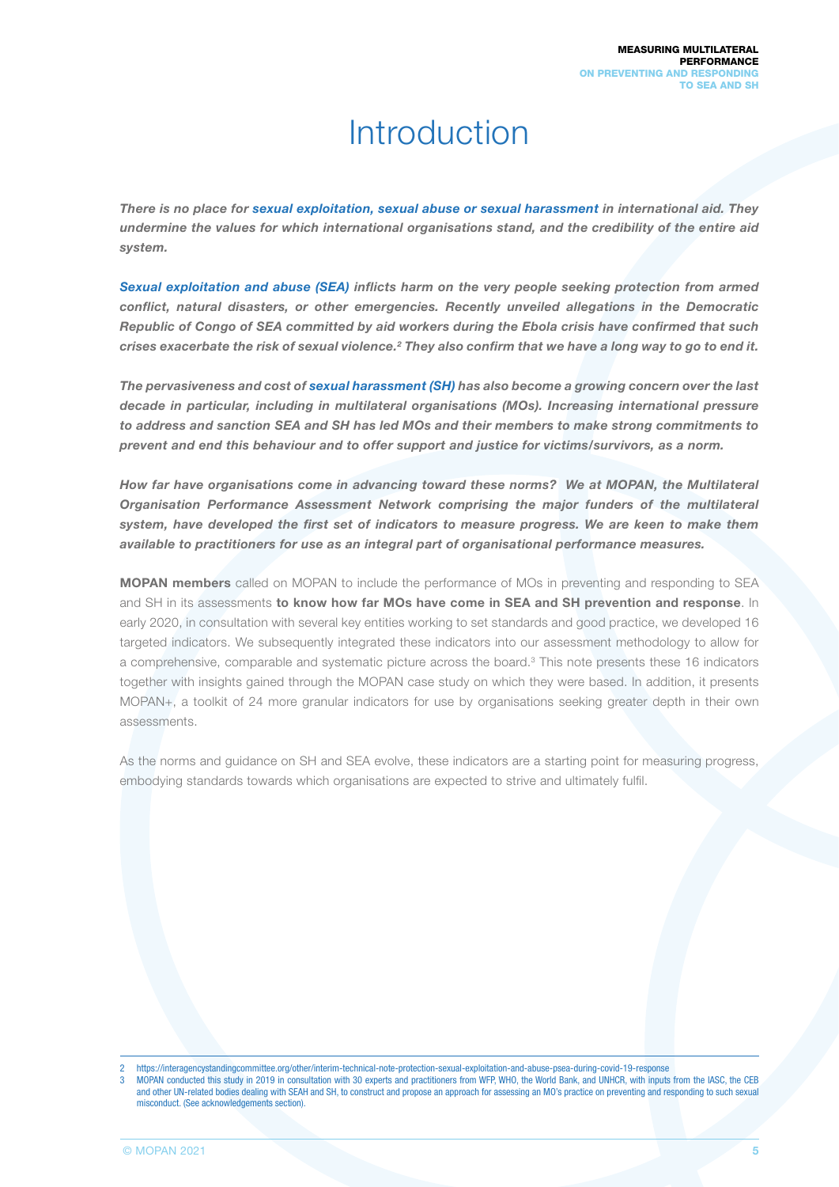# Introduction

***There is no place for sexual exploitation, sexual abuse or sexual harassment in international aid. They undermine the values for which international organisations stand, and the credibility of the entire aid system.***

***Sexual exploitation and abuse (SEA) inflicts harm on the very people seeking protection from armed conflict, natural disasters, or other emergencies. Recently unveiled allegations in the Democratic Republic of Congo of SEA committed by aid workers during the Ebola crisis have confirmed that such crises exacerbate the risk of sexual violence.[2] They also confirm that we have a long way to go to end it.***

***The pervasiveness and cost of sexual harassment (SH) has also become a growing concern over the last decade in particular, including in multilateral organisations (MOs). Increasing international pressure to address and sanction SEA and SH has led MOs and their members to make strong commitments to prevent and end this behaviour and to offer support and justice for victims/survivors, as a norm.***

***How far have organisations come in advancing toward these norms? We at MOPAN, the Multilateral Organisation Performance Assessment Network comprising the major funders of the multilateral system, have developed the first set of indicators to measure progress. We are keen to make them available to practitioners for use as an integral part of organisational performance measures.***

**MOPAN members** called on MOPAN to include the performance of MOs in preventing and responding to SEA and SH in its assessments **to know how far MOs have come in SEA and SH prevention and response**. In early 2020, in consultation with several key entities working to set standards and good practice, we developed 16 targeted indicators. We subsequently integrated these indicators into our assessment methodology to allow for a comprehensive, comparable and systematic picture across the board.[3] This note presents these 16 indicators together with insights gained through the MOPAN case study on which they were based. In addition, it presents MOPAN+, a toolkit of 24 more granular indicators for use by organisations seeking greater depth in their own assessments.

As the norms and guidance on SH and SEA evolve, these indicators are a starting point for measuring progress, embodying standards towards which organisations are expected to strive and ultimately fulfil.

---

2 https://interagencystandingcommittee.org/other/interim-technical-note-protection-sexual-exploitation-and-abuse-psea-during-covid-19-response

3 MOPAN conducted this study in 2019 in consultation with 30 experts and practitioners from WFP, WHO, the World Bank, and UNHCR, with inputs from the IASC, the CEB and other UN-related bodies dealing with SEAH and SH, to construct and propose an approach for assessing an MO's practice on preventing and responding to such sexual misconduct. (See acknowledgements section).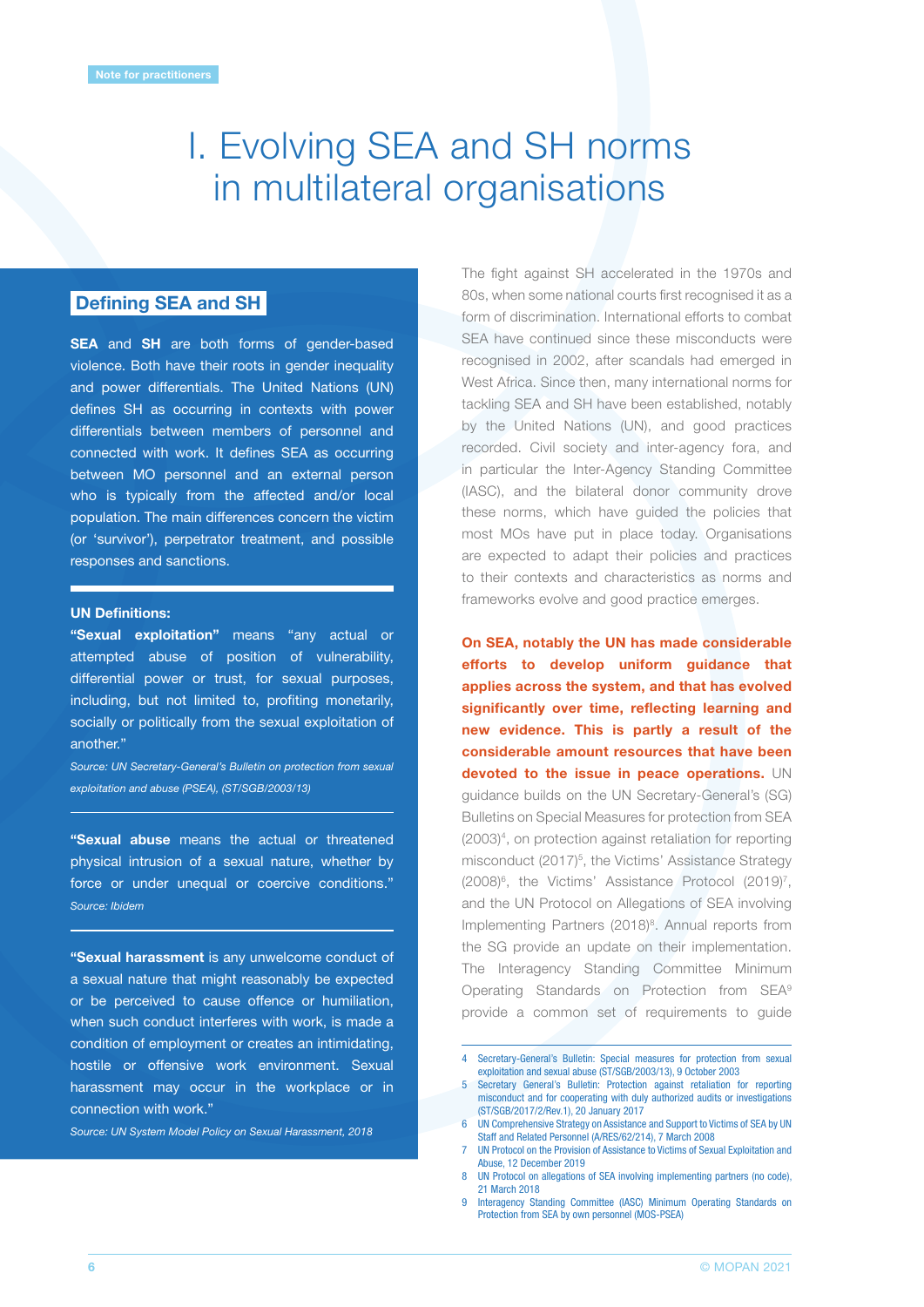# I. Evolving SEA and SH norms in multilateral organisations

## Defining SEA and SH

**SEA** and **SH** are both forms of gender-based violence. Both have their roots in gender inequality and power differentials. The United Nations (UN) defines SH as occurring in contexts with power differentials between members of personnel and connected with work. It defines SEA as occurring between MO personnel and an external person who is typically from the affected and/or local population. The main differences concern the victim (or 'survivor'), perpetrator treatment, and possible responses and sanctions.

**UN Definitions:**

**"Sexual exploitation"** means "any actual or attempted abuse of position of vulnerability, differential power or trust, for sexual purposes, including, but not limited to, profiting monetarily, socially or politically from the sexual exploitation of another."

*Source: UN Secretary-General's Bulletin on protection from sexual exploitation and abuse (PSEA), (ST/SGB/2003/13)*

**"Sexual abuse** means the actual or threatened physical intrusion of a sexual nature, whether by force or under unequal or coercive conditions."

*Source: Ibidem*

**"Sexual harassment** is any unwelcome conduct of a sexual nature that might reasonably be expected or be perceived to cause offence or humiliation, when such conduct interferes with work, is made a condition of employment or creates an intimidating, hostile or offensive work environment. Sexual harassment may occur in the workplace or in connection with work."

*Source: UN System Model Policy on Sexual Harassment, 2018*

The fight against SH accelerated in the 1970s and 80s, when some national courts first recognised it as a form of discrimination. International efforts to combat SEA have continued since these misconducts were recognised in 2002, after scandals had emerged in West Africa. Since then, many international norms for tackling SEA and SH have been established, notably by the United Nations (UN), and good practices recorded. Civil society and inter-agency fora, and in particular the Inter-Agency Standing Committee (IASC), and the bilateral donor community drove these norms, which have guided the policies that most MOs have put in place today. Organisations are expected to adapt their policies and practices to their contexts and characteristics as norms and frameworks evolve and good practice emerges.

**On SEA, notably the UN has made considerable efforts to develop uniform guidance that applies across the system, and that has evolved significantly over time, reflecting learning and new evidence. This is partly a result of the considerable amount resources that have been devoted to the issue in peace operations.** UN guidance builds on the UN Secretary-General's (SG) Bulletins on Special Measures for protection from SEA (2003)[4], on protection against retaliation for reporting misconduct (2017)[5], the Victims' Assistance Strategy (2008)[6], the Victims' Assistance Protocol (2019)[7], and the UN Protocol on Allegations of SEA involving Implementing Partners (2018)[8]. Annual reports from the SG provide an update on their implementation. The Interagency Standing Committee Minimum Operating Standards on Protection from SEA[9] provide a common set of requirements to guide

4 Secretary-General's Bulletin: Special measures for protection from sexual exploitation and sexual abuse (ST/SGB/2003/13), 9 October 2003

5 Secretary General's Bulletin: Protection against retaliation for reporting misconduct and for cooperating with duly authorized audits or investigations (ST/SGB/2017/2/Rev.1), 20 January 2017

6 UN Comprehensive Strategy on Assistance and Support to Victims of SEA by UN Staff and Related Personnel (A/RES/62/214), 7 March 2008

7 UN Protocol on the Provision of Assistance to Victims of Sexual Exploitation and Abuse, 12 December 2019

8 UN Protocol on allegations of SEA involving implementing partners (no code), 21 March 2018

9 Interagency Standing Committee (IASC) Minimum Operating Standards on Protection from SEA by own personnel (MOS-PSEA)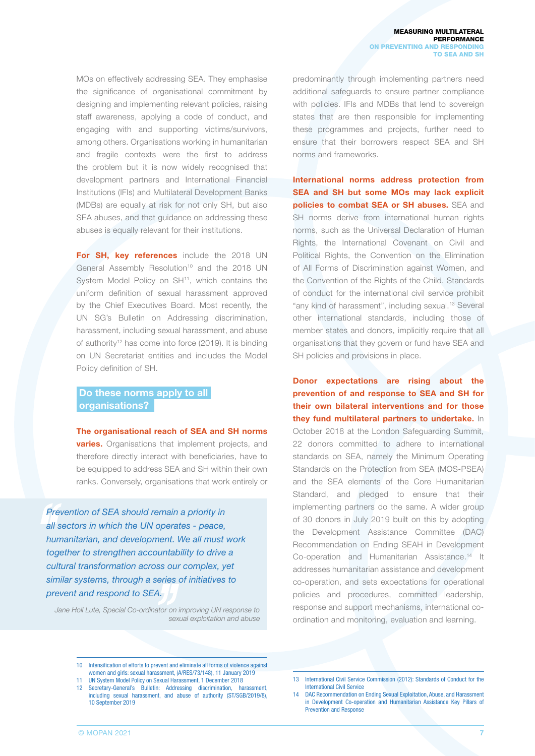MOs on effectively addressing SEA. They emphasise the significance of organisational commitment by designing and implementing relevant policies, raising staff awareness, applying a code of conduct, and engaging with and supporting victims/survivors, among others. Organisations working in humanitarian and fragile contexts were the first to address the problem but it is now widely recognised that development partners and International Financial Institutions (IFIs) and Multilateral Development Banks (MDBs) are equally at risk for not only SH, but also SEA abuses, and that guidance on addressing these abuses is equally relevant for their institutions.

**For SH, key references** include the 2018 UN General Assembly Resolution[10] and the 2018 UN System Model Policy on SH[11], which contains the uniform definition of sexual harassment approved by the Chief Executives Board. Most recently, the UN SG's Bulletin on Addressing discrimination, harassment, including sexual harassment, and abuse of authority[12] has come into force (2019). It is binding on UN Secretariat entities and includes the Model Policy definition of SH.

## Do these norms apply to all organisations?

**The organisational reach of SEA and SH norms varies.** Organisations that implement projects, and therefore directly interact with beneficiaries, have to be equipped to address SEA and SH within their own ranks. Conversely, organisations that work entirely or predominantly through implementing partners need additional safeguards to ensure partner compliance with policies. IFIs and MDBs that lend to sovereign states that are then responsible for implementing these programmes and projects, further need to ensure that their borrowers respect SEA and SH norms and frameworks.

> *Prevention of SEA should remain a priority in all sectors in which the UN operates - peace, humanitarian, and development. We all must work together to strengthen accountability to drive a cultural transformation across our complex, yet similar systems, through a series of initiatives to prevent and respond to SEA.*
>
> Jane Holl Lute, Special Co-ordinator on improving UN response to sexual exploitation and abuse

**International norms address protection from SEA and SH but some MOs may lack explicit policies to combat SEA or SH abuses.** SEA and SH norms derive from international human rights norms, such as the Universal Declaration of Human Rights, the International Covenant on Civil and Political Rights, the Convention on the Elimination of All Forms of Discrimination against Women, and the Convention of the Rights of the Child. Standards of conduct for the international civil service prohibit "any kind of harassment", including sexual.[13] Several other international standards, including those of member states and donors, implicitly require that all organisations that they govern or fund have SEA and SH policies and provisions in place.

**Donor expectations are rising about the prevention of and response to SEA and SH for their own bilateral interventions and for those they fund multilateral partners to undertake.** In October 2018 at the London Safeguarding Summit, 22 donors committed to adhere to international standards on SEA, namely the Minimum Operating Standards on the Protection from SEA (MOS-PSEA) and the SEA elements of the Core Humanitarian Standard, and pledged to ensure that their implementing partners do the same. A wider group of 30 donors in July 2019 built on this by adopting the Development Assistance Committee (DAC) Recommendation on Ending SEAH in Development Co-operation and Humanitarian Assistance.[14] It addresses humanitarian assistance and development co-operation, and sets expectations for operational policies and procedures, committed leadership, response and support mechanisms, international co-ordination and monitoring, evaluation and learning.

---

10 Intensification of efforts to prevent and eliminate all forms of violence against women and girls: sexual harassment, (A/RES/73/148), 11 January 2019

11 UN System Model Policy on Sexual Harassment, 1 December 2018

12 Secretary-General's Bulletin: Addressing discrimination, harassment, including sexual harassment, and abuse of authority (ST/SGB/2019/8), 10 September 2019

13 International Civil Service Commission (2012): Standards of Conduct for the International Civil Service

14 DAC Recommendation on Ending Sexual Exploitation, Abuse, and Harassment in Development Co-operation and Humanitarian Assistance Key Pillars of Prevention and Response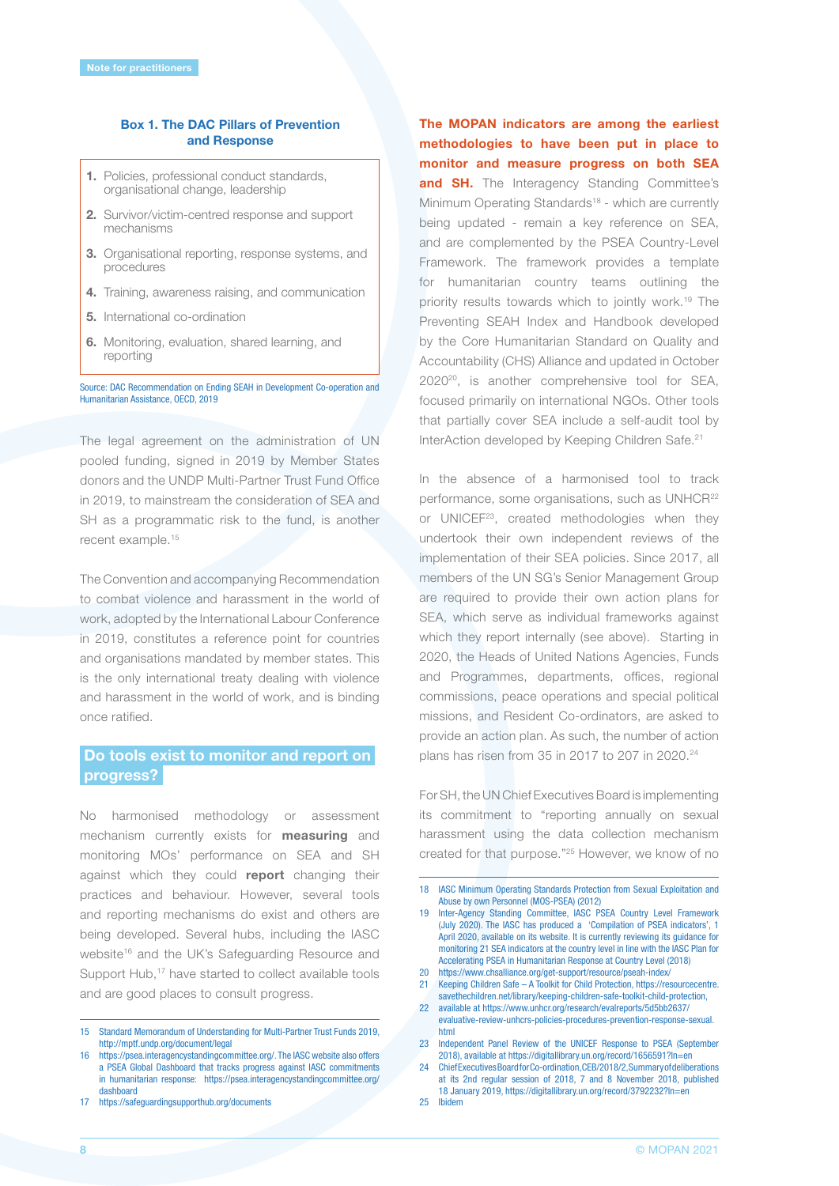Note for practitioners

**Box 1. The DAC Pillars of Prevention and Response**

1. Policies, professional conduct standards, organisational change, leadership
2. Survivor/victim-centred response and support mechanisms
3. Organisational reporting, response systems, and procedures
4. Training, awareness raising, and communication
5. International co-ordination
6. Monitoring, evaluation, shared learning, and reporting

Source: DAC Recommendation on Ending SEAH in Development Co-operation and Humanitarian Assistance, OECD, 2019

The legal agreement on the administration of UN pooled funding, signed in 2019 by Member States donors and the UNDP Multi-Partner Trust Fund Office in 2019, to mainstream the consideration of SEA and SH as a programmatic risk to the fund, is another recent example.[15]

The Convention and accompanying Recommendation to combat violence and harassment in the world of work, adopted by the International Labour Conference in 2019, constitutes a reference point for countries and organisations mandated by member states. This is the only international treaty dealing with violence and harassment in the world of work, and is binding once ratified.

## Do tools exist to monitor and report on progress?

No harmonised methodology or assessment mechanism currently exists for **measuring** and monitoring MOs' performance on SEA and SH against which they could **report** changing their practices and behaviour. However, several tools and reporting mechanisms do exist and others are being developed. Several hubs, including the IASC website[16] and the UK's Safeguarding Resource and Support Hub,[17] have started to collect available tools and are good places to consult progress.

**The MOPAN indicators are among the earliest methodologies to have been put in place to monitor and measure progress on both SEA and SH.** The Interagency Standing Committee's Minimum Operating Standards[18] - which are currently being updated - remain a key reference on SEA, and are complemented by the PSEA Country-Level Framework. The framework provides a template for humanitarian country teams outlining the priority results towards which to jointly work.[19] The Preventing SEAH Index and Handbook developed by the Core Humanitarian Standard on Quality and Accountability (CHS) Alliance and updated in October 2020[20], is another comprehensive tool for SEA, focused primarily on international NGOs. Other tools that partially cover SEA include a self-audit tool by InterAction developed by Keeping Children Safe.[21]

In the absence of a harmonised tool to track performance, some organisations, such as UNHCR[22] or UNICEF[23], created methodologies when they undertook their own independent reviews of the implementation of their SEA policies. Since 2017, all members of the UN SG's Senior Management Group are required to provide their own action plans for SEA, which serve as individual frameworks against which they report internally (see above). Starting in 2020, the Heads of United Nations Agencies, Funds and Programmes, departments, offices, regional commissions, peace operations and special political missions, and Resident Co-ordinators, are asked to provide an action plan. As such, the number of action plans has risen from 35 in 2017 to 207 in 2020.[24]

For SH, the UN Chief Executives Board is implementing its commitment to "reporting annually on sexual harassment using the data collection mechanism created for that purpose."[25] However, we know of no

---

15 Standard Memorandum of Understanding for Multi-Partner Trust Funds 2019, http://mptf.undp.org/document/legal

16 https://psea.interagencystandingcommittee.org/. The IASC website also offers a PSEA Global Dashboard that tracks progress against IASC commitments in humanitarian response: https://psea.interagencystandingcommittee.org/dashboard

17 https://safeguardingsupporthub.org/documents

18 IASC Minimum Operating Standards Protection from Sexual Exploitation and Abuse by own Personnel (MOS-PSEA) (2012)

19 Inter-Agency Standing Committee, IASC PSEA Country Level Framework (July 2020). The IASC has produced a 'Compilation of PSEA indicators', 1 April 2020, available on its website. It is currently reviewing its guidance for monitoring 21 SEA indicators at the country level in line with the IASC Plan for Accelerating PSEA in Humanitarian Response at Country Level (2018)

20 https://www.chsalliance.org/get-support/resource/pseah-index/

21 Keeping Children Safe – A Toolkit for Child Protection, https://resourcecentre.savethechildren.net/library/keeping-children-safe-toolkit-child-protection,

22 available at https://www.unhcr.org/research/evalreports/5d5bb2637/evaluative-review-unhcrs-policies-procedures-prevention-response-sexual.html

23 Independent Panel Review of the UNICEF Response to PSEA (September 2018), available at https://digitallibrary.un.org/record/1656591?ln=en

24 Chief Executives Board for Co-ordination, CEB/2018/2, Summary of deliberations at its 2nd regular session of 2018, 7 and 8 November 2018, published 18 January 2019, https://digitallibrary.un.org/record/3792232?ln=en

25 Ibidem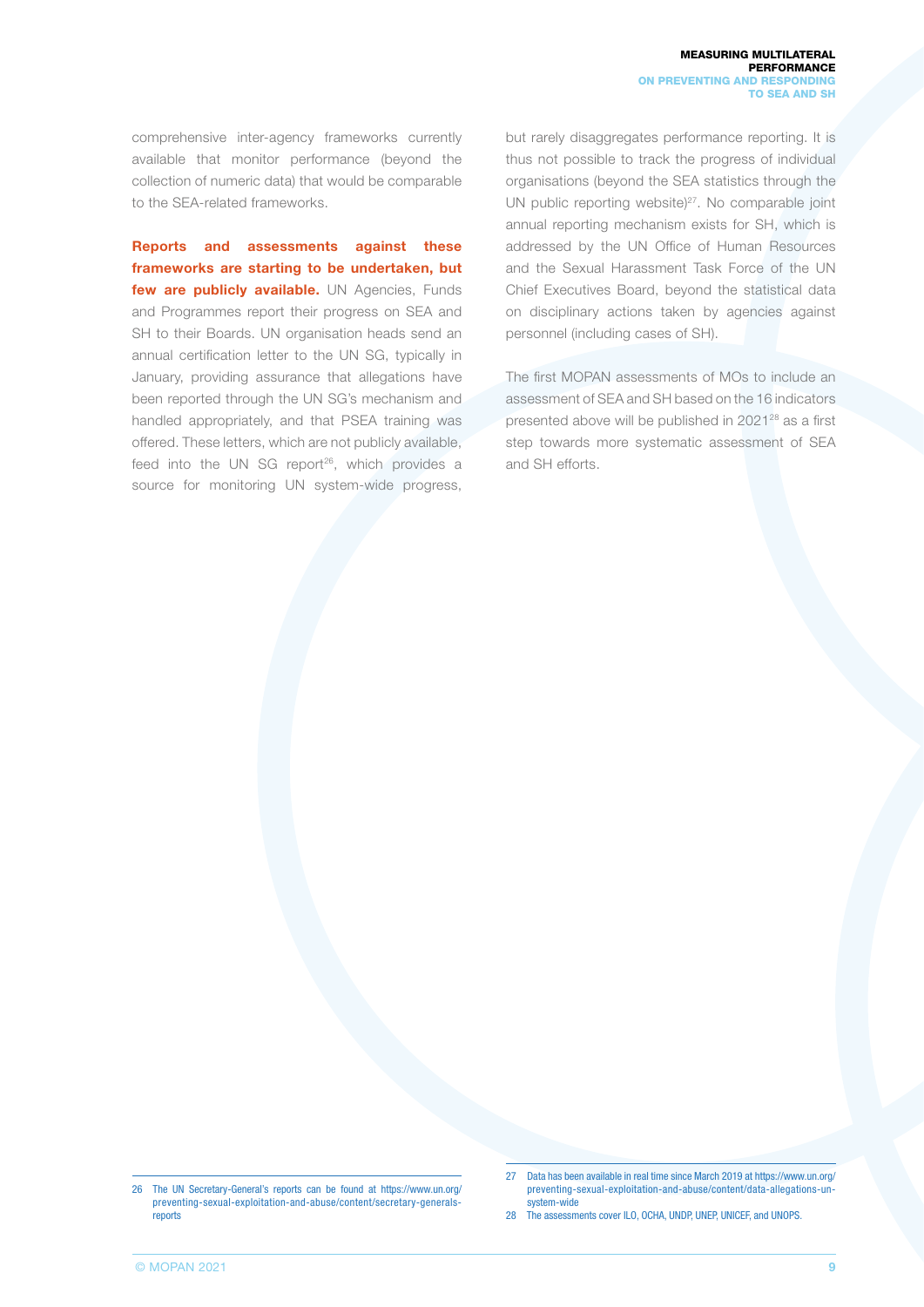comprehensive inter-agency frameworks currently available that monitor performance (beyond the collection of numeric data) that would be comparable to the SEA-related frameworks.

**Reports and assessments against these frameworks are starting to be undertaken, but few are publicly available.** UN Agencies, Funds and Programmes report their progress on SEA and SH to their Boards. UN organisation heads send an annual certification letter to the UN SG, typically in January, providing assurance that allegations have been reported through the UN SG's mechanism and handled appropriately, and that PSEA training was offered. These letters, which are not publicly available, feed into the UN SG report[26], which provides a source for monitoring UN system-wide progress, but rarely disaggregates performance reporting. It is thus not possible to track the progress of individual organisations (beyond the SEA statistics through the UN public reporting website)[27]. No comparable joint annual reporting mechanism exists for SH, which is addressed by the UN Office of Human Resources and the Sexual Harassment Task Force of the UN Chief Executives Board, beyond the statistical data on disciplinary actions taken by agencies against personnel (including cases of SH).

The first MOPAN assessments of MOs to include an assessment of SEA and SH based on the 16 indicators presented above will be published in 2021[28] as a first step towards more systematic assessment of SEA and SH efforts.

---

26 The UN Secretary-General's reports can be found at https://www.un.org/preventing-sexual-exploitation-and-abuse/content/secretary-generals-reports

27 Data has been available in real time since March 2019 at https://www.un.org/preventing-sexual-exploitation-and-abuse/content/data-allegations-un-system-wide

28 The assessments cover ILO, OCHA, UNDP, UNEP, UNICEF, and UNOPS.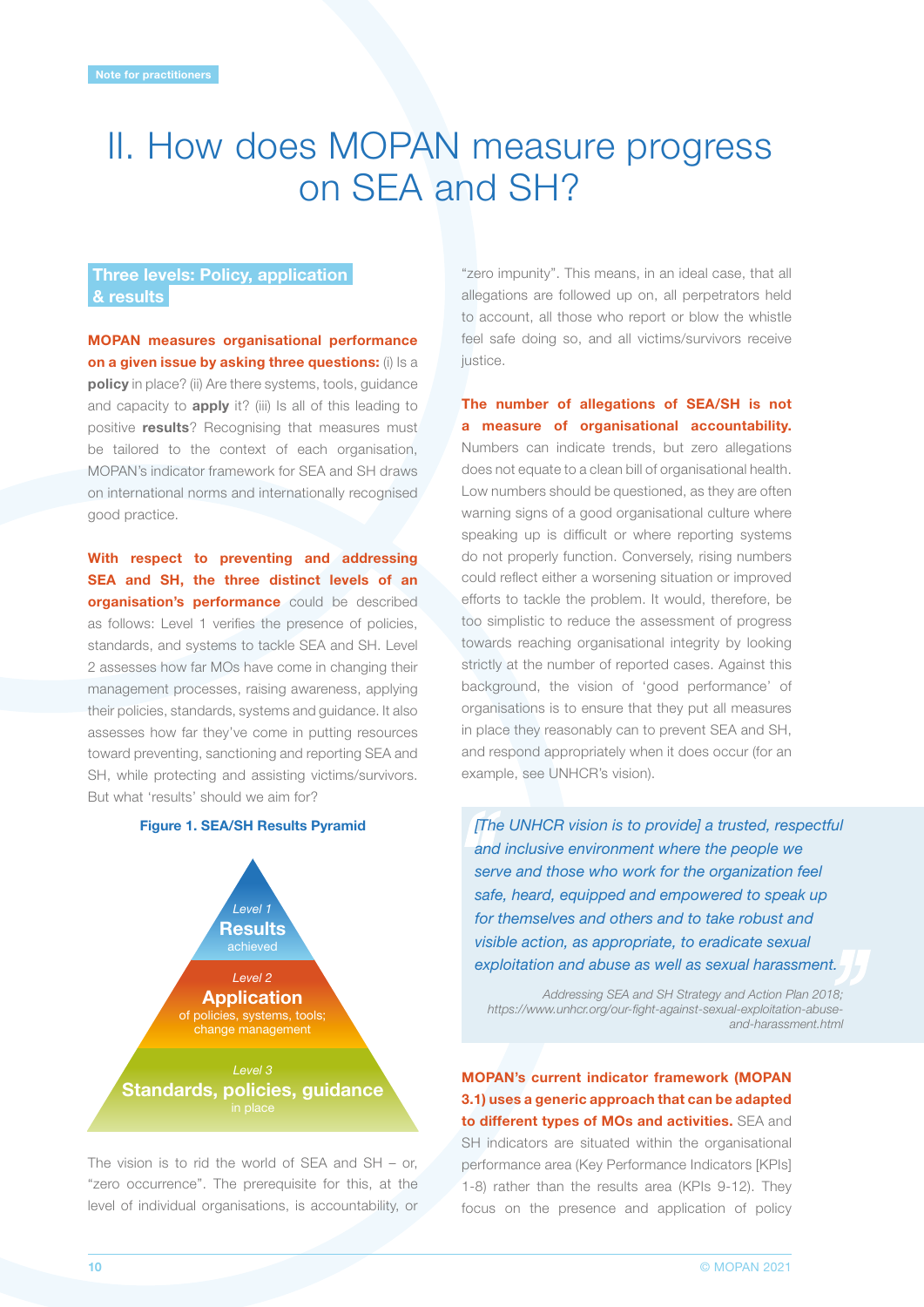Note for practitioners

# II. How does MOPAN measure progress on SEA and SH?

## Three levels: Policy, application & results

**MOPAN measures organisational performance on a given issue by asking three questions:** (i) Is a **policy** in place? (ii) Are there systems, tools, guidance and capacity to **apply** it? (iii) Is all of this leading to positive **results**? Recognising that measures must be tailored to the context of each organisation, MOPAN's indicator framework for SEA and SH draws on international norms and internationally recognised good practice.

**With respect to preventing and addressing SEA and SH, the three distinct levels of an organisation's performance** could be described as follows: Level 1 verifies the presence of policies, standards, and systems to tackle SEA and SH. Level 2 assesses how far MOs have come in changing their management processes, raising awareness, applying their policies, standards, systems and guidance. It also assesses how far they've come in putting resources toward preventing, sanctioning and reporting SEA and SH, while protecting and assisting victims/survivors. But what 'results' should we aim for?

**Figure 1. SEA/SH Results Pyramid**

Level 1
**Results**
achieved

Level 2
**Application**
of policies, systems, tools; change management

Level 3
**Standards, policies, guidance**
in place

The vision is to rid the world of SEA and SH – or, "zero occurrence". The prerequisite for this, at the level of individual organisations, is accountability, or "zero impunity". This means, in an ideal case, that all allegations are followed up on, all perpetrators held to account, all those who report or blow the whistle feel safe doing so, and all victims/survivors receive justice.

**The number of allegations of SEA/SH is not a measure of organisational accountability.** Numbers can indicate trends, but zero allegations does not equate to a clean bill of organisational health. Low numbers should be questioned, as they are often warning signs of a good organisational culture where speaking up is difficult or where reporting systems do not properly function. Conversely, rising numbers could reflect either a worsening situation or improved efforts to tackle the problem. It would, therefore, be too simplistic to reduce the assessment of progress towards reaching organisational integrity by looking strictly at the number of reported cases. Against this background, the vision of 'good performance' of organisations is to ensure that they put all measures in place they reasonably can to prevent SEA and SH, and respond appropriately when it does occur (for an example, see UNHCR's vision).

> *[The UNHCR vision is to provide] a trusted, respectful and inclusive environment where the people we serve and those who work for the organization feel safe, heard, equipped and empowered to speak up for themselves and others and to take robust and visible action, as appropriate, to eradicate sexual exploitation and abuse as well as sexual harassment.*
>
> *Addressing SEA and SH Strategy and Action Plan 2018; https://www.unhcr.org/our-fight-against-sexual-exploitation-abuse-and-harassment.html*

**MOPAN's current indicator framework (MOPAN 3.1) uses a generic approach that can be adapted to different types of MOs and activities.** SEA and SH indicators are situated within the organisational performance area (Key Performance Indicators [KPIs] 1-8) rather than the results area (KPIs 9-12). They focus on the presence and application of policy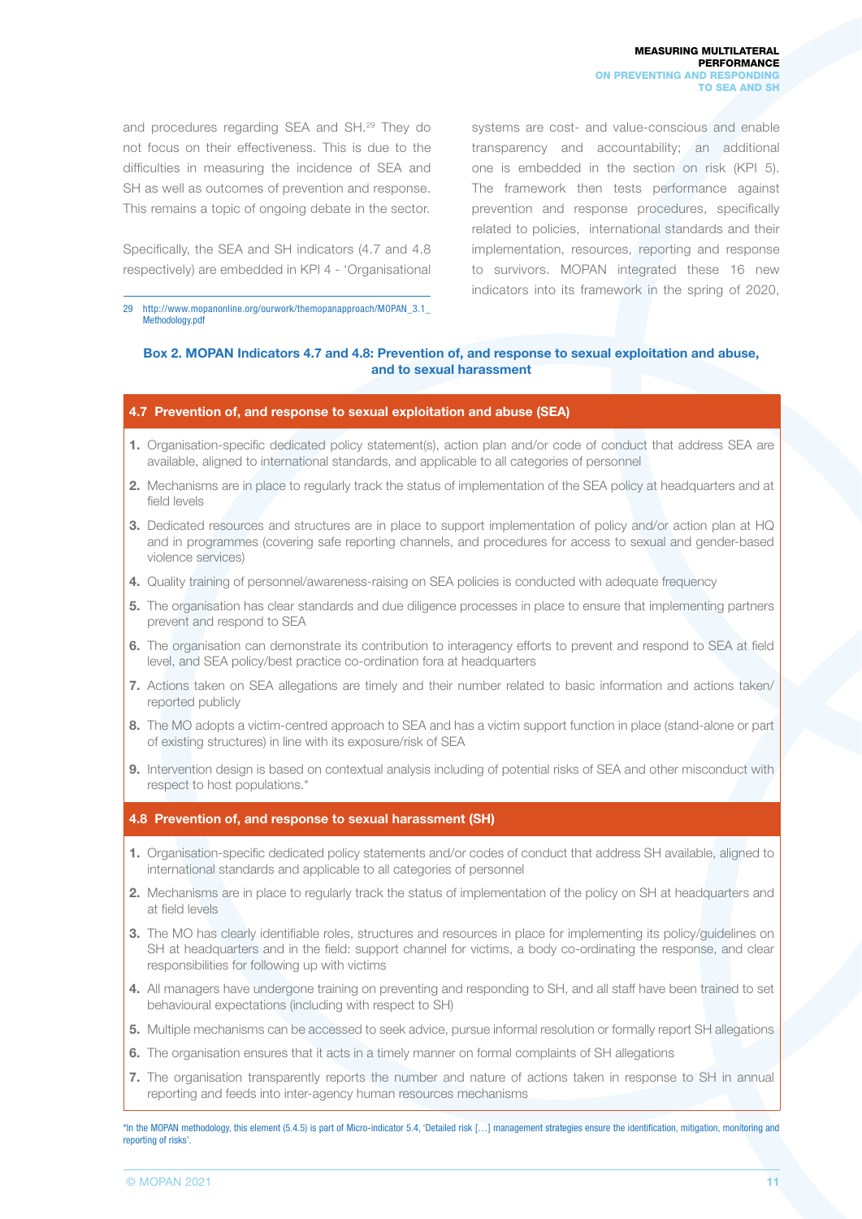and procedures regarding SEA and SH.[29] They do not focus on their effectiveness. This is due to the difficulties in measuring the incidence of SEA and SH as well as outcomes of prevention and response. This remains a topic of ongoing debate in the sector.

Specifically, the SEA and SH indicators (4.7 and 4.8 respectively) are embedded in KPI 4 - 'Organisational systems are cost- and value-conscious and enable transparency and accountability; an additional one is embedded in the section on risk (KPI 5). The framework then tests performance against prevention and response procedures, specifically related to policies, international standards and their implementation, resources, reporting and response to survivors. MOPAN integrated these 16 new indicators into its framework in the spring of 2020,

29 http://www.mopanonline.org/ourwork/themopanapproach/MOPAN_3.1_Methodology.pdf

**Box 2. MOPAN Indicators 4.7 and 4.8: Prevention of, and response to sexual exploitation and abuse, and to sexual harassment**

**4.7 Prevention of, and response to sexual exploitation and abuse (SEA)**

1. Organisation-specific dedicated policy statement(s), action plan and/or code of conduct that address SEA are available, aligned to international standards, and applicable to all categories of personnel
2. Mechanisms are in place to regularly track the status of implementation of the SEA policy at headquarters and at field levels
3. Dedicated resources and structures are in place to support implementation of policy and/or action plan at HQ and in programmes (covering safe reporting channels, and procedures for access to sexual and gender-based violence services)
4. Quality training of personnel/awareness-raising on SEA policies is conducted with adequate frequency
5. The organisation has clear standards and due diligence processes in place to ensure that implementing partners prevent and respond to SEA
6. The organisation can demonstrate its contribution to interagency efforts to prevent and respond to SEA at field level, and SEA policy/best practice co-ordination fora at headquarters
7. Actions taken on SEA allegations are timely and their number related to basic information and actions taken/reported publicly
8. The MO adopts a victim-centred approach to SEA and has a victim support function in place (stand-alone or part of existing structures) in line with its exposure/risk of SEA
9. Intervention design is based on contextual analysis including of potential risks of SEA and other misconduct with respect to host populations.*

**4.8 Prevention of, and response to sexual harassment (SH)**

1. Organisation-specific dedicated policy statements and/or codes of conduct that address SH available, aligned to international standards and applicable to all categories of personnel
2. Mechanisms are in place to regularly track the status of implementation of the policy on SH at headquarters and at field levels
3. The MO has clearly identifiable roles, structures and resources in place for implementing its policy/guidelines on SH at headquarters and in the field: support channel for victims, a body co-ordinating the response, and clear responsibilities for following up with victims
4. All managers have undergone training on preventing and responding to SH, and all staff have been trained to set behavioural expectations (including with respect to SH)
5. Multiple mechanisms can be accessed to seek advice, pursue informal resolution or formally report SH allegations
6. The organisation ensures that it acts in a timely manner on formal complaints of SH allegations
7. The organisation transparently reports the number and nature of actions taken in response to SH in annual reporting and feeds into inter-agency human resources mechanisms

*In the MOPAN methodology, this element (5.4.5) is part of Micro-indicator 5.4, 'Detailed risk […] management strategies ensure the identification, mitigation, monitoring and reporting of risks'.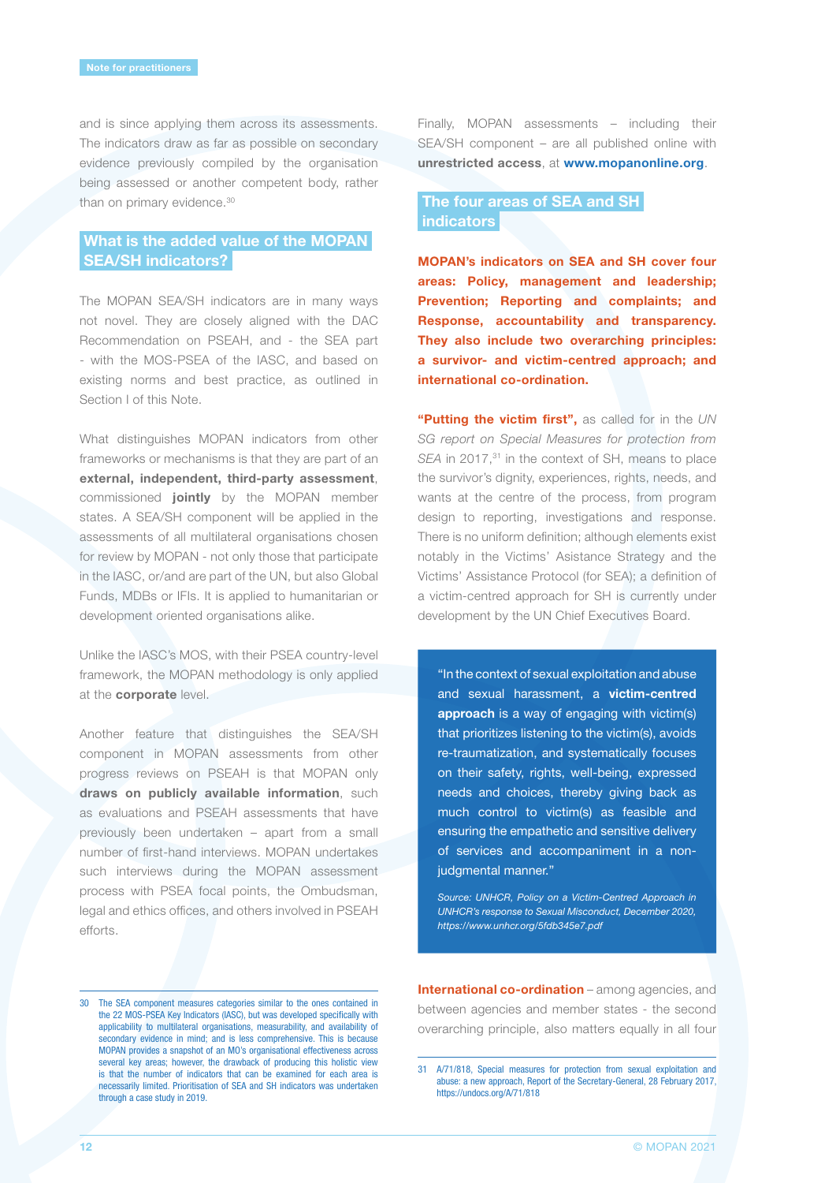and is since applying them across its assessments. The indicators draw as far as possible on secondary evidence previously compiled by the organisation being assessed or another competent body, rather than on primary evidence.[30]

## What is the added value of the MOPAN SEA/SH indicators?

The MOPAN SEA/SH indicators are in many ways not novel. They are closely aligned with the DAC Recommendation on PSEAH, and - the SEA part - with the MOS-PSEA of the IASC, and based on existing norms and best practice, as outlined in Section I of this Note.

What distinguishes MOPAN indicators from other frameworks or mechanisms is that they are part of an **external, independent, third-party assessment**, commissioned **jointly** by the MOPAN member states. A SEA/SH component will be applied in the assessments of all multilateral organisations chosen for review by MOPAN - not only those that participate in the IASC, or/and are part of the UN, but also Global Funds, MDBs or IFIs. It is applied to humanitarian or development oriented organisations alike.

Unlike the IASC's MOS, with their PSEA country-level framework, the MOPAN methodology is only applied at the **corporate** level.

Another feature that distinguishes the SEA/SH component in MOPAN assessments from other progress reviews on PSEAH is that MOPAN only **draws on publicly available information**, such as evaluations and PSEAH assessments that have previously been undertaken – apart from a small number of first-hand interviews. MOPAN undertakes such interviews during the MOPAN assessment process with PSEA focal points, the Ombudsman, legal and ethics offices, and others involved in PSEAH efforts.

Finally, MOPAN assessments – including their SEA/SH component – are all published online with **unrestricted access**, at **www.mopanonline.org**.

## The four areas of SEA and SH indicators

**MOPAN's indicators on SEA and SH cover four areas: Policy, management and leadership; Prevention; Reporting and complaints; and Response, accountability and transparency. They also include two overarching principles: a survivor- and victim-centred approach; and international co-ordination.**

**"Putting the victim first",** as called for in the *UN SG report on Special Measures for protection from SEA* in 2017,[31] in the context of SH, means to place the survivor's dignity, experiences, rights, needs, and wants at the centre of the process, from program design to reporting, investigations and response. There is no uniform definition; although elements exist notably in the Victims' Asistance Strategy and the Victims' Assistance Protocol (for SEA); a definition of a victim-centred approach for SH is currently under development by the UN Chief Executives Board.

> "In the context of sexual exploitation and abuse and sexual harassment, a **victim-centred approach** is a way of engaging with victim(s) that prioritizes listening to the victim(s), avoids re-traumatization, and systematically focuses on their safety, rights, well-being, expressed needs and choices, thereby giving back as much control to victim(s) as feasible and ensuring the empathetic and sensitive delivery of services and accompaniment in a non-judgmental manner."
>
> *Source: UNHCR, Policy on a Victim-Centred Approach in UNHCR's response to Sexual Misconduct, December 2020, https://www.unhcr.org/5fdb345e7.pdf*

**International co-ordination** – among agencies, and between agencies and member states - the second overarching principle, also matters equally in all four

---

30 The SEA component measures categories similar to the ones contained in the 22 MOS-PSEA Key Indicators (IASC), but was developed specifically with applicability to multilateral organisations, measurability, and availability of secondary evidence in mind; and is less comprehensive. This is because MOPAN provides a snapshot of an MO's organisational effectiveness across several key areas; however, the drawback of producing this holistic view is that the number of indicators that can be examined for each area is necessarily limited. Prioritisation of SEA and SH indicators was undertaken through a case study in 2019.

31 A/71/818, Special measures for protection from sexual exploitation and abuse: a new approach, Report of the Secretary-General, 28 February 2017, https://undocs.org/A/71/818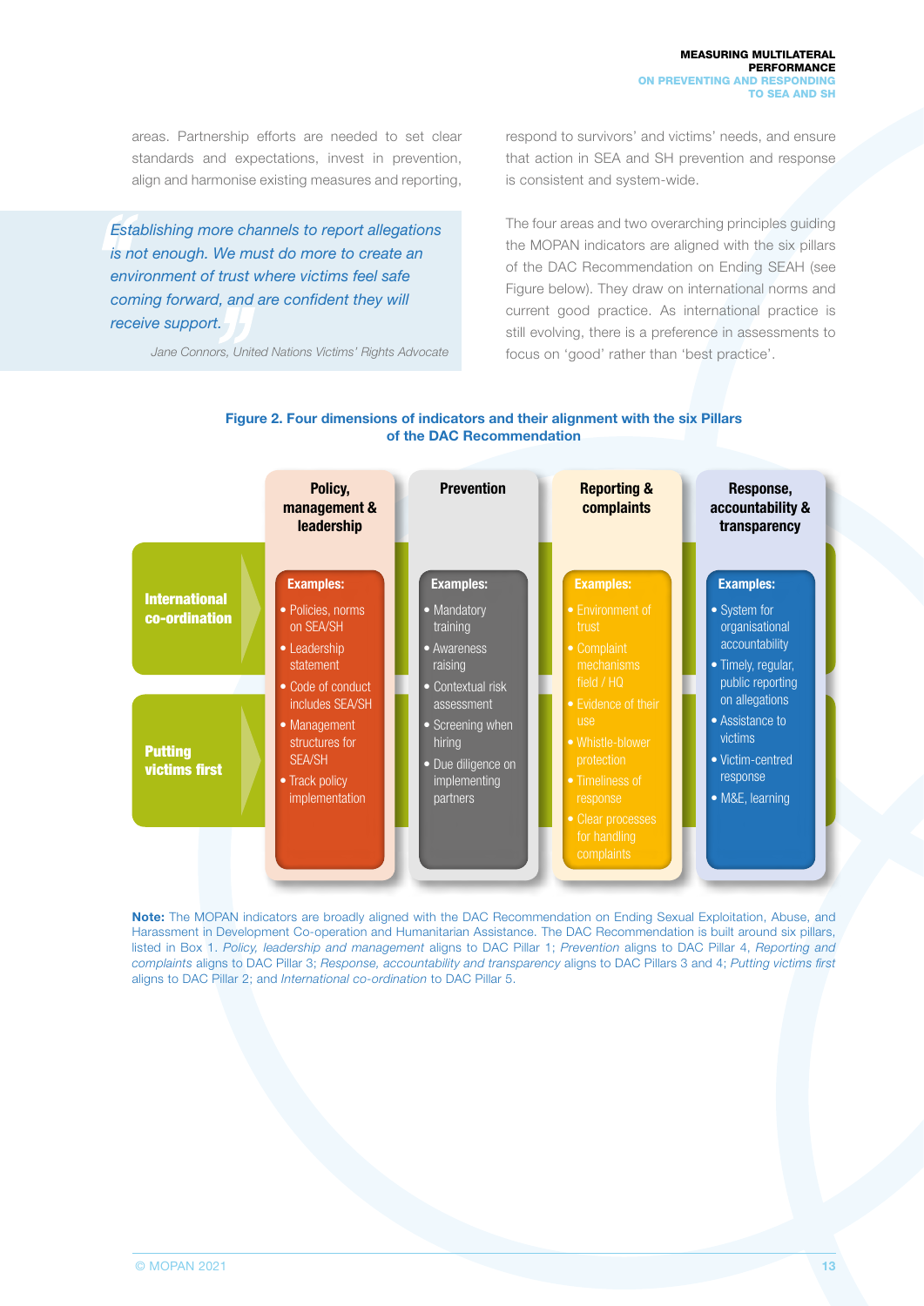areas. Partnership efforts are needed to set clear standards and expectations, invest in prevention, align and harmonise existing measures and reporting, respond to survivors' and victims' needs, and ensure that action in SEA and SH prevention and response is consistent and system-wide.

> *Establishing more channels to report allegations is not enough. We must do more to create an environment of trust where victims feel safe coming forward, and are confident they will receive support.*
>
> Jane Connors, United Nations Victims' Rights Advocate

The four areas and two overarching principles guiding the MOPAN indicators are aligned with the six pillars of the DAC Recommendation on Ending SEAH (see Figure below). They draw on international norms and current good practice. As international practice is still evolving, there is a preference in assessments to focus on 'good' rather than 'best practice'.

**Figure 2. Four dimensions of indicators and their alignment with the six Pillars of the DAC Recommendation**

| | Policy, management & leadership | Prevention | Reporting & complaints | Response, accountability & transparency |
|---|---|---|---|---|
| **International co-ordination** / **Putting victims first** | **Examples:**<br>• Policies, norms on SEA/SH<br>• Leadership statement<br>• Code of conduct includes SEA/SH<br>• Management structures for SEA/SH<br>• Track policy implementation | **Examples:**<br>• Mandatory training<br>• Awareness raising<br>• Contextual risk assessment<br>• Screening when hiring<br>• Due diligence on implementing partners | **Examples:**<br>• Environment of trust<br>• Complaint mechanisms field / HQ<br>• Evidence of their use<br>• Whistle-blower protection<br>• Timeliness of response<br>• Clear processes for handling complaints | **Examples:**<br>• System for organisational accountability<br>• Timely, regular, public reporting on allegations<br>• Assistance to victims<br>• Victim-centred response<br>• M&E, learning |

**Note:** The MOPAN indicators are broadly aligned with the DAC Recommendation on Ending Sexual Exploitation, Abuse, and Harassment in Development Co-operation and Humanitarian Assistance. The DAC Recommendation is built around six pillars, listed in Box 1. *Policy, leadership and management* aligns to DAC Pillar 1; *Prevention* aligns to DAC Pillar 4, *Reporting and complaints* aligns to DAC Pillar 3; *Response, accountability and transparency* aligns to DAC Pillars 3 and 4; *Putting victims first* aligns to DAC Pillar 2; and *International co-ordination* to DAC Pillar 5.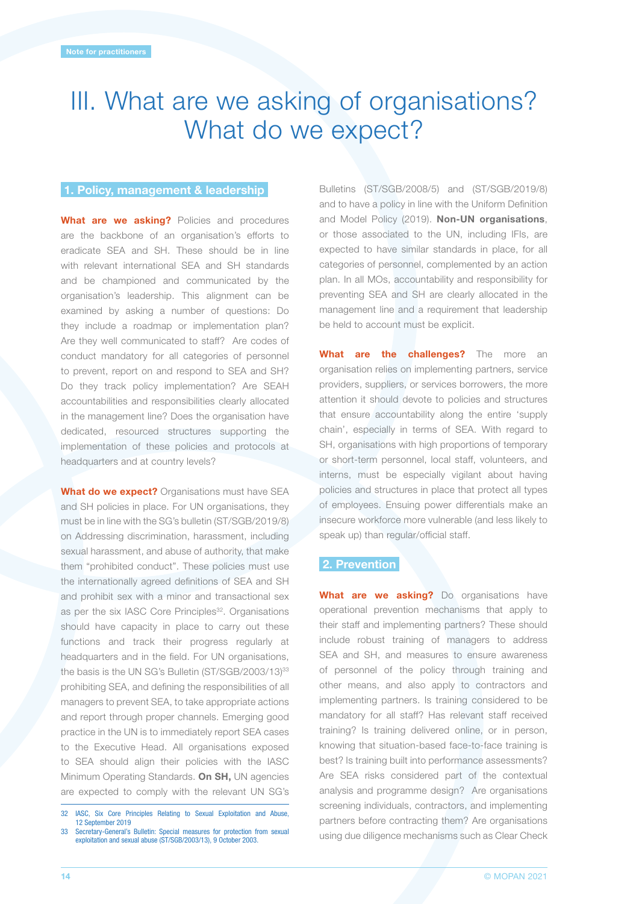Note for practitioners

# III. What are we asking of organisations? What do we expect?

## 1. Policy, management & leadership

**What are we asking?** Policies and procedures are the backbone of an organisation's efforts to eradicate SEA and SH. These should be in line with relevant international SEA and SH standards and be championed and communicated by the organisation's leadership. This alignment can be examined by asking a number of questions: Do they include a roadmap or implementation plan? Are they well communicated to staff? Are codes of conduct mandatory for all categories of personnel to prevent, report on and respond to SEA and SH? Do they track policy implementation? Are SEAH accountabilities and responsibilities clearly allocated in the management line? Does the organisation have dedicated, resourced structures supporting the implementation of these policies and protocols at headquarters and at country levels?

**What do we expect?** Organisations must have SEA and SH policies in place. For UN organisations, they must be in line with the SG's bulletin (ST/SGB/2019/8) on Addressing discrimination, harassment, including sexual harassment, and abuse of authority, that make them "prohibited conduct". These policies must use the internationally agreed definitions of SEA and SH and prohibit sex with a minor and transactional sex as per the six IASC Core Principles[32]. Organisations should have capacity in place to carry out these functions and track their progress regularly at headquarters and in the field. For UN organisations, the basis is the UN SG's Bulletin (ST/SGB/2003/13)[33] prohibiting SEA, and defining the responsibilities of all managers to prevent SEA, to take appropriate actions and report through proper channels. Emerging good practice in the UN is to immediately report SEA cases to the Executive Head. All organisations exposed to SEA should align their policies with the IASC Minimum Operating Standards. **On SH,** UN agencies are expected to comply with the relevant UN SG's Bulletins (ST/SGB/2008/5) and (ST/SGB/2019/8) and to have a policy in line with the Uniform Definition and Model Policy (2019). **Non-UN organisations**, or those associated to the UN, including IFIs, are expected to have similar standards in place, for all categories of personnel, complemented by an action plan. In all MOs, accountability and responsibility for preventing SEA and SH are clearly allocated in the management line and a requirement that leadership be held to account must be explicit.

**What are the challenges?** The more an organisation relies on implementing partners, service providers, suppliers, or services borrowers, the more attention it should devote to policies and structures that ensure accountability along the entire 'supply chain', especially in terms of SEA. With regard to SH, organisations with high proportions of temporary or short-term personnel, local staff, volunteers, and interns, must be especially vigilant about having policies and structures in place that protect all types of employees. Ensuing power differentials make an insecure workforce more vulnerable (and less likely to speak up) than regular/official staff.

## 2. Prevention

**What are we asking?** Do organisations have operational prevention mechanisms that apply to their staff and implementing partners? These should include robust training of managers to address SEA and SH, and measures to ensure awareness of personnel of the policy through training and other means, and also apply to contractors and implementing partners. Is training considered to be mandatory for all staff? Has relevant staff received training? Is training delivered online, or in person, knowing that situation-based face-to-face training is best? Is training built into performance assessments? Are SEA risks considered part of the contextual analysis and programme design? Are organisations screening individuals, contractors, and implementing partners before contracting them? Are organisations using due diligence mechanisms such as Clear Check

---

32 IASC, Six Core Principles Relating to Sexual Exploitation and Abuse, 12 September 2019

33 Secretary-General's Bulletin: Special measures for protection from sexual exploitation and sexual abuse (ST/SGB/2003/13), 9 October 2003.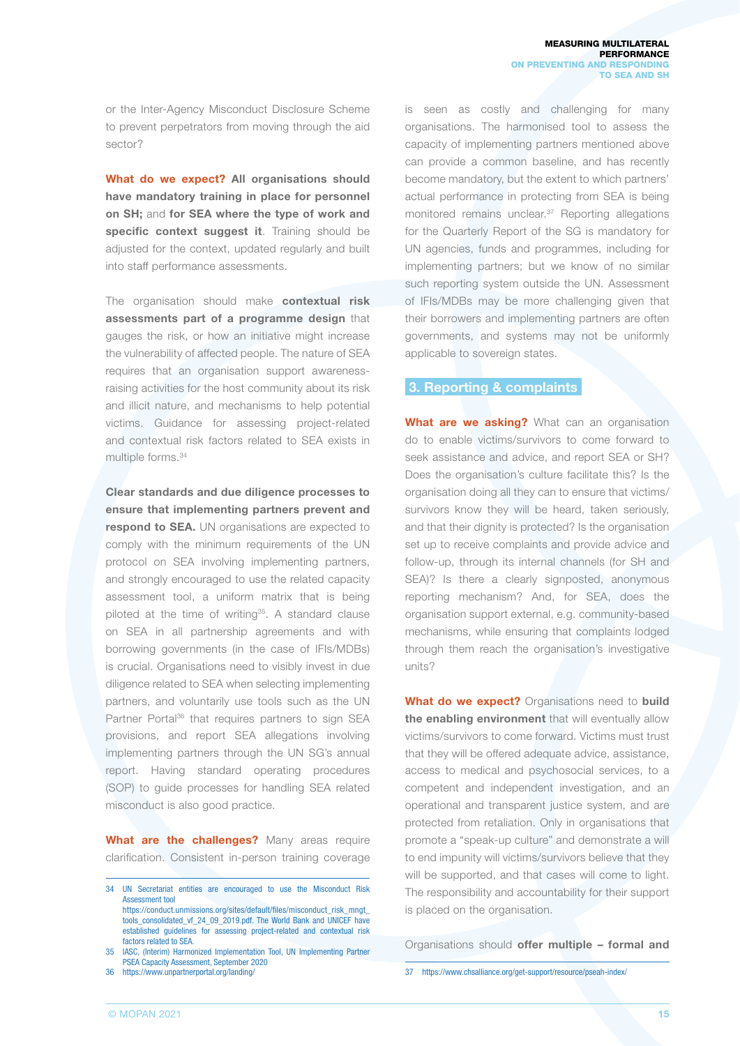or the Inter-Agency Misconduct Disclosure Scheme to prevent perpetrators from moving through the aid sector?

**What do we expect?** **All organisations should have mandatory training in place for personnel on SH;** and **for SEA where the type of work and specific context suggest it**. Training should be adjusted for the context, updated regularly and built into staff performance assessments.

The organisation should make **contextual risk assessments part of a programme design** that gauges the risk, or how an initiative might increase the vulnerability of affected people. The nature of SEA requires that an organisation support awareness-raising activities for the host community about its risk and illicit nature, and mechanisms to help potential victims. Guidance for assessing project-related and contextual risk factors related to SEA exists in multiple forms.[34]

**Clear standards and due diligence processes to ensure that implementing partners prevent and respond to SEA.** UN organisations are expected to comply with the minimum requirements of the UN protocol on SEA involving implementing partners, and strongly encouraged to use the related capacity assessment tool, a uniform matrix that is being piloted at the time of writing[35]. A standard clause on SEA in all partnership agreements and with borrowing governments (in the case of IFIs/MDBs) is crucial. Organisations need to visibly invest in due diligence related to SEA when selecting implementing partners, and voluntarily use tools such as the UN Partner Portal[36] that requires partners to sign SEA provisions, and report SEA allegations involving implementing partners through the UN SG's annual report. Having standard operating procedures (SOP) to guide processes for handling SEA related misconduct is also good practice.

**What are the challenges?** Many areas require clarification. Consistent in-person training coverage is seen as costly and challenging for many organisations. The harmonised tool to assess the capacity of implementing partners mentioned above can provide a common baseline, and has recently become mandatory, but the extent to which partners' actual performance in protecting from SEA is being monitored remains unclear.[37] Reporting allegations for the Quarterly Report of the SG is mandatory for UN agencies, funds and programmes, including for implementing partners; but we know of no similar such reporting system outside the UN. Assessment of IFIs/MDBs may be more challenging given that their borrowers and implementing partners are often governments, and systems may not be uniformly applicable to sovereign states.

## 3. Reporting & complaints

**What are we asking?** What can an organisation do to enable victims/survivors to come forward to seek assistance and advice, and report SEA or SH? Does the organisation's culture facilitate this? Is the organisation doing all they can to ensure that victims/survivors know they will be heard, taken seriously, and that their dignity is protected? Is the organisation set up to receive complaints and provide advice and follow-up, through its internal channels (for SH and SEA)? Is there a clearly signposted, anonymous reporting mechanism? And, for SEA, does the organisation support external, e.g. community-based mechanisms, while ensuring that complaints lodged through them reach the organisation's investigative units?

**What do we expect?** Organisations need to **build the enabling environment** that will eventually allow victims/survivors to come forward. Victims must trust that they will be offered adequate advice, assistance, access to medical and psychosocial services, to a competent and independent investigation, and an operational and transparent justice system, and are protected from retaliation. Only in organisations that promote a "speak-up culture" and demonstrate a will to end impunity will victims/survivors believe that they will be supported, and that cases will come to light. The responsibility and accountability for their support is placed on the organisation.

Organisations should **offer multiple – formal and**

---

34 UN Secretariat entities are encouraged to use the Misconduct Risk Assessment tool https://conduct.unmissions.org/sites/default/files/misconduct_risk_mngt_tools_consolidated_vf_24_09_2019.pdf. The World Bank and UNICEF have established guidelines for assessing project-related and contextual risk factors related to SEA.

35 IASC, (Interim) Harmonized Implementation Tool, UN Implementing Partner PSEA Capacity Assessment, September 2020

36 https://www.unpartnerportal.org/landing/

37 https://www.chsalliance.org/get-support/resource/pseah-index/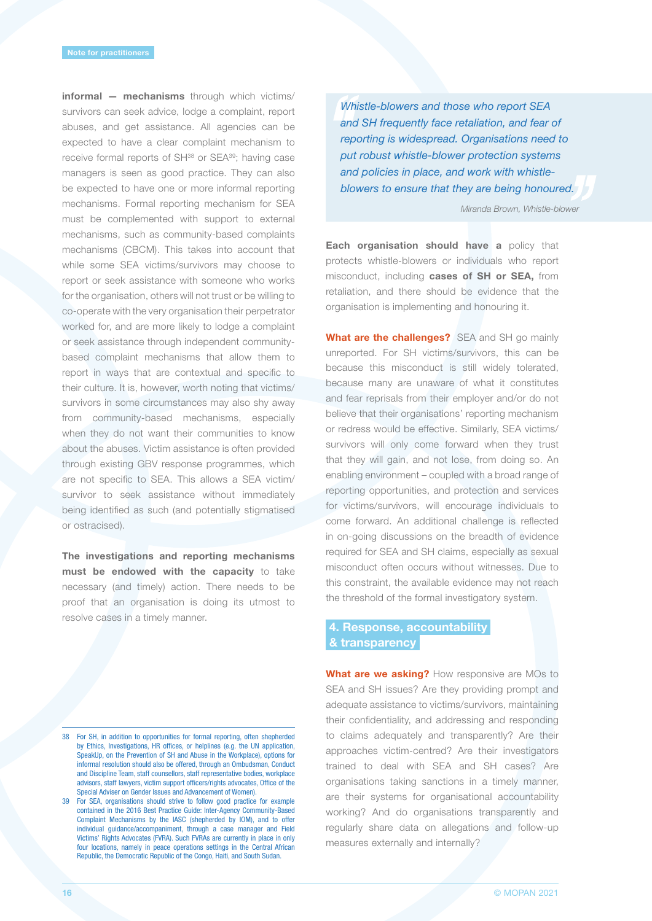**informal — mechanisms** through which victims/survivors can seek advice, lodge a complaint, report abuses, and get assistance. All agencies can be expected to have a clear complaint mechanism to receive formal reports of SH[38] or SEA[39]; having case managers is seen as good practice. They can also be expected to have one or more informal reporting mechanisms. Formal reporting mechanism for SEA must be complemented with support to external mechanisms, such as community-based complaints mechanisms (CBCM). This takes into account that while some SEA victims/survivors may choose to report or seek assistance with someone who works for the organisation, others will not trust or be willing to co-operate with the very organisation their perpetrator worked for, and are more likely to lodge a complaint or seek assistance through independent community-based complaint mechanisms that allow them to report in ways that are contextual and specific to their culture. It is, however, worth noting that victims/survivors in some circumstances may also shy away from community-based mechanisms, especially when they do not want their communities to know about the abuses. Victim assistance is often provided through existing GBV response programmes, which are not specific to SEA. This allows a SEA victim/survivor to seek assistance without immediately being identified as such (and potentially stigmatised or ostracised).

**The investigations and reporting mechanisms must be endowed with the capacity** to take necessary (and timely) action. There needs to be proof that an organisation is doing its utmost to resolve cases in a timely manner.

> *Whistle-blowers and those who report SEA and SH frequently face retaliation, and fear of reporting is widespread. Organisations need to put robust whistle-blower protection systems and policies in place, and work with whistle-blowers to ensure that they are being honoured.*
>
> *Miranda Brown, Whistle-blower*

**Each organisation should have a** policy that protects whistle-blowers or individuals who report misconduct, including **cases of SH or SEA,** from retaliation, and there should be evidence that the organisation is implementing and honouring it.

**What are the challenges?** SEA and SH go mainly unreported. For SH victims/survivors, this can be because this misconduct is still widely tolerated, because many are unaware of what it constitutes and fear reprisals from their employer and/or do not believe that their organisations' reporting mechanism or redress would be effective. Similarly, SEA victims/survivors will only come forward when they trust that they will gain, and not lose, from doing so. An enabling environment – coupled with a broad range of reporting opportunities, and protection and services for victims/survivors, will encourage individuals to come forward. An additional challenge is reflected in on-going discussions on the breadth of evidence required for SEA and SH claims, especially as sexual misconduct often occurs without witnesses. Due to this constraint, the available evidence may not reach the threshold of the formal investigatory system.

## 4. Response, accountability & transparency

**What are we asking?** How responsive are MOs to SEA and SH issues? Are they providing prompt and adequate assistance to victims/survivors, maintaining their confidentiality, and addressing and responding to claims adequately and transparently? Are their approaches victim-centred? Are their investigators trained to deal with SEA and SH cases? Are organisations taking sanctions in a timely manner, are their systems for organisational accountability working? And do organisations transparently and regularly share data on allegations and follow-up measures externally and internally?

---

38 For SH, in addition to opportunities for formal reporting, often shepherded by Ethics, Investigations, HR offices, or helplines (e.g. the UN application, SpeakUp, on the Prevention of SH and Abuse in the Workplace), options for informal resolution should also be offered, through an Ombudsman, Conduct and Discipline Team, staff counsellors, staff representative bodies, workplace advisors, staff lawyers, victim support officers/rights advocates, Office of the Special Adviser on Gender Issues and Advancement of Women).

39 For SEA, organisations should strive to follow good practice for example contained in the 2016 Best Practice Guide: Inter-Agency Community-Based Complaint Mechanisms by the IASC (shepherded by IOM), and to offer individual guidance/accompaniment, through a case manager and Field Victims' Rights Advocates (FVRA). Such FVRAs are currently in place in only four locations, namely in peace operations settings in the Central African Republic, the Democratic Republic of the Congo, Haiti, and South Sudan.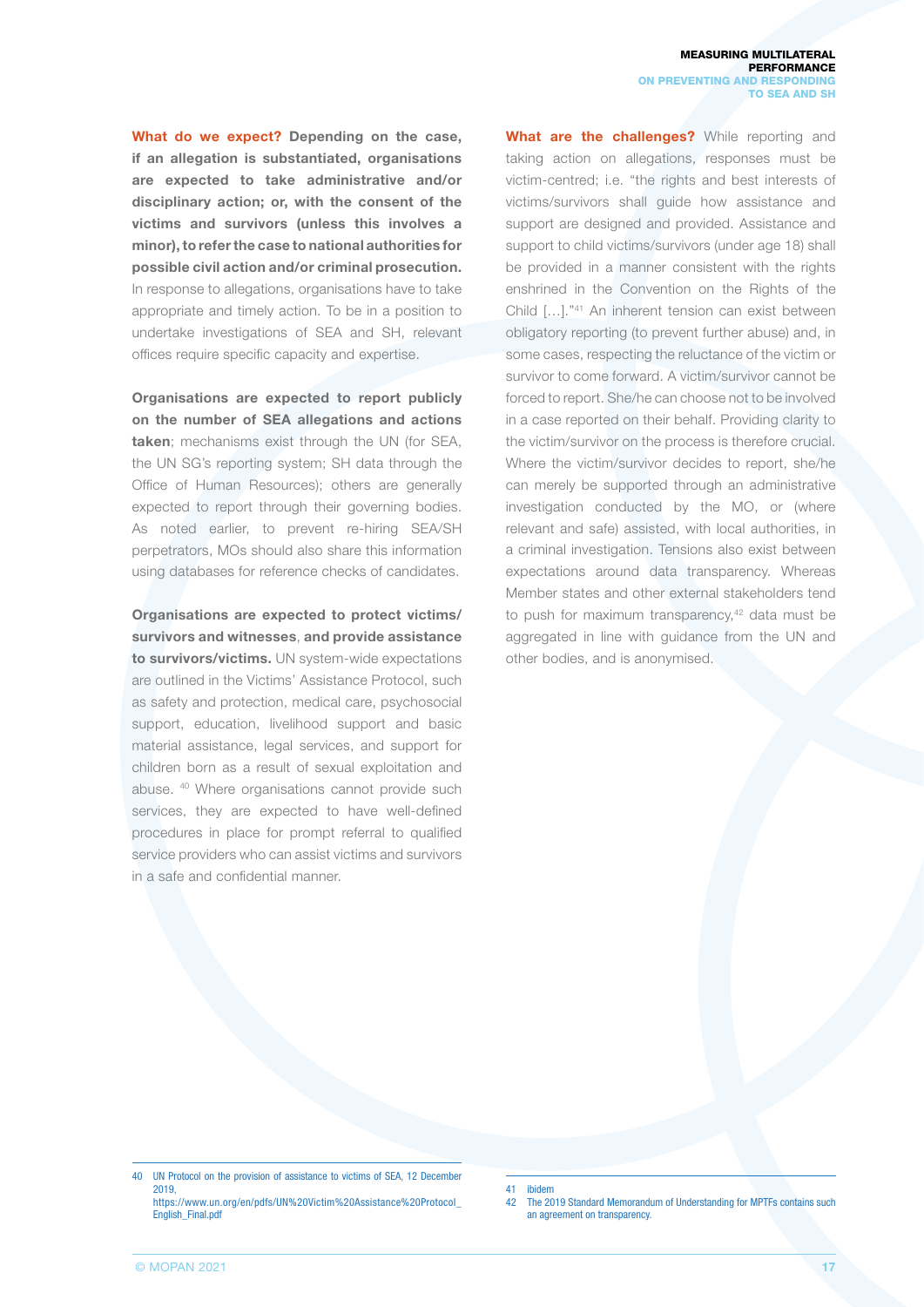**What do we expect? Depending on the case, if an allegation is substantiated, organisations are expected to take administrative and/or disciplinary action; or, with the consent of the victims and survivors (unless this involves a minor), to refer the case to national authorities for possible civil action and/or criminal prosecution.** In response to allegations, organisations have to take appropriate and timely action. To be in a position to undertake investigations of SEA and SH, relevant offices require specific capacity and expertise.

**Organisations are expected to report publicly on the number of SEA allegations and actions taken**; mechanisms exist through the UN (for SEA, the UN SG's reporting system; SH data through the Office of Human Resources); others are generally expected to report through their governing bodies. As noted earlier, to prevent re-hiring SEA/SH perpetrators, MOs should also share this information using databases for reference checks of candidates.

**Organisations are expected to protect victims/survivors and witnesses**, **and provide assistance to survivors/victims.** UN system-wide expectations are outlined in the Victims' Assistance Protocol, such as safety and protection, medical care, psychosocial support, education, livelihood support and basic material assistance, legal services, and support for children born as a result of sexual exploitation and abuse. [40] Where organisations cannot provide such services, they are expected to have well-defined procedures in place for prompt referral to qualified service providers who can assist victims and survivors in a safe and confidential manner.

**What are the challenges?** While reporting and taking action on allegations, responses must be victim-centred; i.e. "the rights and best interests of victims/survivors shall guide how assistance and support are designed and provided. Assistance and support to child victims/survivors (under age 18) shall be provided in a manner consistent with the rights enshrined in the Convention on the Rights of the Child […]."[41] An inherent tension can exist between obligatory reporting (to prevent further abuse) and, in some cases, respecting the reluctance of the victim or survivor to come forward. A victim/survivor cannot be forced to report. She/he can choose not to be involved in a case reported on their behalf. Providing clarity to the victim/survivor on the process is therefore crucial. Where the victim/survivor decides to report, she/he can merely be supported through an administrative investigation conducted by the MO, or (where relevant and safe) assisted, with local authorities, in a criminal investigation. Tensions also exist between expectations around data transparency. Whereas Member states and other external stakeholders tend to push for maximum transparency,[42] data must be aggregated in line with guidance from the UN and other bodies, and is anonymised.

---

40 UN Protocol on the provision of assistance to victims of SEA, 12 December 2019, https://www.un.org/en/pdfs/UN%20Victim%20Assistance%20Protocol_English_Final.pdf

41 Ibidem

42 The 2019 Standard Memorandum of Understanding for MPTFs contains such an agreement on transparency.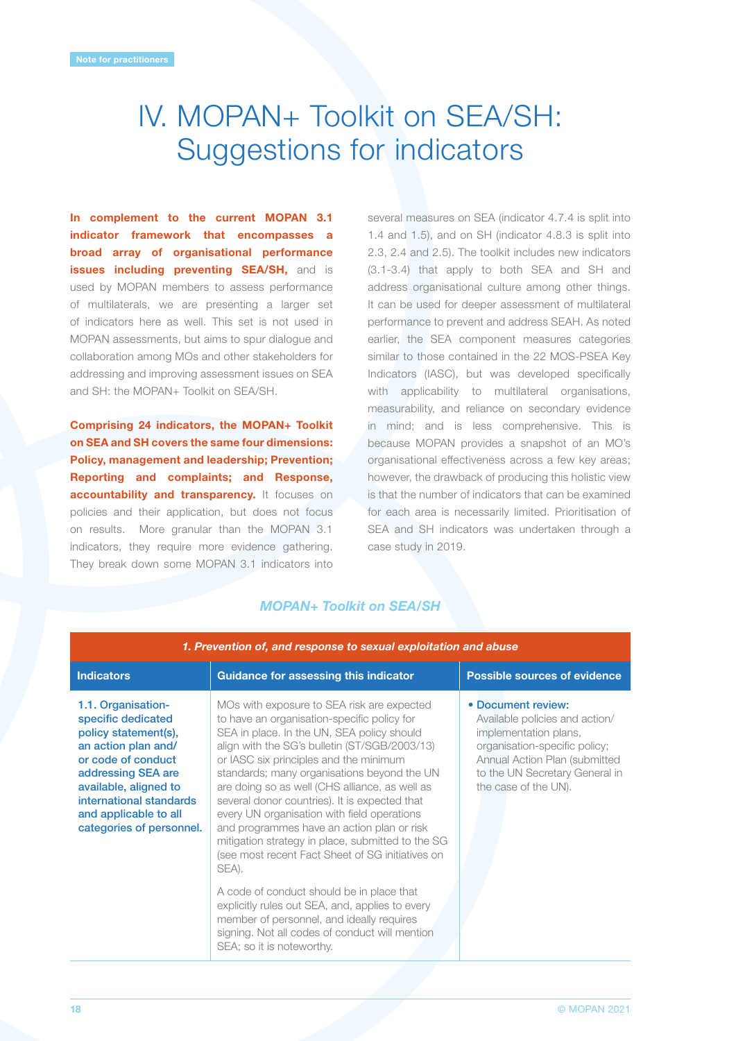Note for practitioners

# IV. MOPAN+ Toolkit on SEA/SH: Suggestions for indicators

**In complement to the current MOPAN 3.1 indicator framework that encompasses a broad array of organisational performance issues including preventing SEA/SH,** and is used by MOPAN members to assess performance of multilaterals, we are presenting a larger set of indicators here as well. This set is not used in MOPAN assessments, but aims to spur dialogue and collaboration among MOs and other stakeholders for addressing and improving assessment issues on SEA and SH: the MOPAN+ Toolkit on SEA/SH.

**Comprising 24 indicators, the MOPAN+ Toolkit on SEA and SH covers the same four dimensions: Policy, management and leadership; Prevention; Reporting and complaints; and Response, accountability and transparency.** It focuses on policies and their application, but does not focus on results. More granular than the MOPAN 3.1 indicators, they require more evidence gathering. They break down some MOPAN 3.1 indicators into several measures on SEA (indicator 4.7.4 is split into 1.4 and 1.5), and on SH (indicator 4.8.3 is split into 2.3, 2.4 and 2.5). The toolkit includes new indicators (3.1-3.4) that apply to both SEA and SH and address organisational culture among other things. It can be used for deeper assessment of multilateral performance to prevent and address SEAH. As noted earlier, the SEA component measures categories similar to those contained in the 22 MOS-PSEA Key Indicators (IASC), but was developed specifically with applicability to multilateral organisations, measurability, and reliance on secondary evidence in mind; and is less comprehensive. This is because MOPAN provides a snapshot of an MO's organisational effectiveness across a few key areas; however, the drawback of producing this holistic view is that the number of indicators that can be examined for each area is necessarily limited. Prioritisation of SEA and SH indicators was undertaken through a case study in 2019.

***MOPAN+ Toolkit on SEA/SH***

| *1. Prevention of, and response to sexual exploitation and abuse* | | |
|---|---|---|
| **Indicators** | **Guidance for assessing this indicator** | **Possible sources of evidence** |
| 1.1. Organisation-specific dedicated policy statement(s), an action plan and/ or code of conduct addressing SEA are available, aligned to international standards and applicable to all categories of personnel. | MOs with exposure to SEA risk are expected to have an organisation-specific policy for SEA in place. In the UN, SEA policy should align with the SG's bulletin (ST/SGB/2003/13) or IASC six principles and the minimum standards; many organisations beyond the UN are doing so as well (CHS alliance, as well as several donor countries). It is expected that every UN organisation with field operations and programmes have an action plan or risk mitigation strategy in place, submitted to the SG (see most recent Fact Sheet of SG initiatives on SEA).<br><br>A code of conduct should be in place that explicitly rules out SEA, and, applies to every member of personnel, and ideally requires signing. Not all codes of conduct will mention SEA; so it is noteworthy. | • **Document review:** Available policies and action/ implementation plans, organisation-specific policy; Annual Action Plan (submitted to the UN Secretary General in the case of the UN). |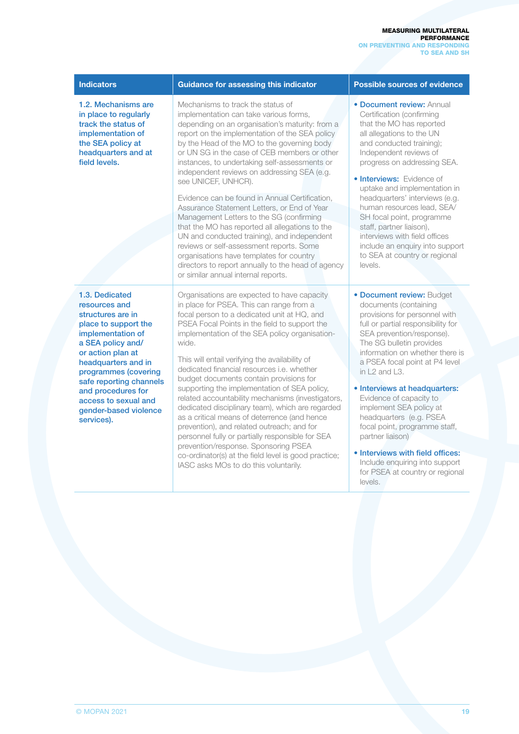| Indicators | Guidance for assessing this indicator | Possible sources of evidence |
|---|---|---|
| 1.2. Mechanisms are in place to regularly track the status of implementation of the SEA policy at headquarters and at field levels. | Mechanisms to track the status of implementation can take various forms, depending on an organisation's maturity: from a report on the implementation of the SEA policy by the Head of the MO to the governing body or UN SG in the case of CEB members or other instances, to undertaking self-assessments or independent reviews on addressing SEA (e.g. see UNICEF, UNHCR).<br><br>Evidence can be found in Annual Certification, Assurance Statement Letters, or End of Year Management Letters to the SG (confirming that the MO has reported all allegations to the UN and conducted training), and independent reviews or self-assessment reports. Some organisations have templates for country directors to report annually to the head of agency or similar annual internal reports. | • **Document review:** Annual Certification (confirming that the MO has reported all allegations to the UN and conducted training); Independent reviews of progress on addressing SEA.<br><br>• **Interviews:** Evidence of uptake and implementation in headquarters' interviews (e.g. human resources lead, SEA/SH focal point, programme staff, partner liaison), interviews with field offices include an enquiry into support to SEA at country or regional levels. |
| 1.3. Dedicated resources and structures are in place to support the implementation of a SEA policy and/or action plan at headquarters and in programmes (covering safe reporting channels and procedures for access to sexual and gender-based violence services). | Organisations are expected to have capacity in place for PSEA. This can range from a focal person to a dedicated unit at HQ, and PSEA Focal Points in the field to support the implementation of the SEA policy organisation-wide.<br><br>This will entail verifying the availability of dedicated financial resources i.e. whether budget documents contain provisions for supporting the implementation of SEA policy, related accountability mechanisms (investigators, dedicated disciplinary team), which are regarded as a critical means of deterrence (and hence prevention), and related outreach; and for personnel fully or partially responsible for SEA prevention/response. Sponsoring PSEA co-ordinator(s) at the field level is good practice; IASC asks MOs to do this voluntarily. | • **Document review:** Budget documents (containing provisions for personnel with full or partial responsibility for SEA prevention/response). The SG bulletin provides information on whether there is a PSEA focal point at P4 level in L2 and L3.<br><br>• **Interviews at headquarters:** Evidence of capacity to implement SEA policy at headquarters (e.g. PSEA focal point, programme staff, partner liaison)<br><br>• **Interviews with field offices:** Include enquiring into support for PSEA at country or regional levels. |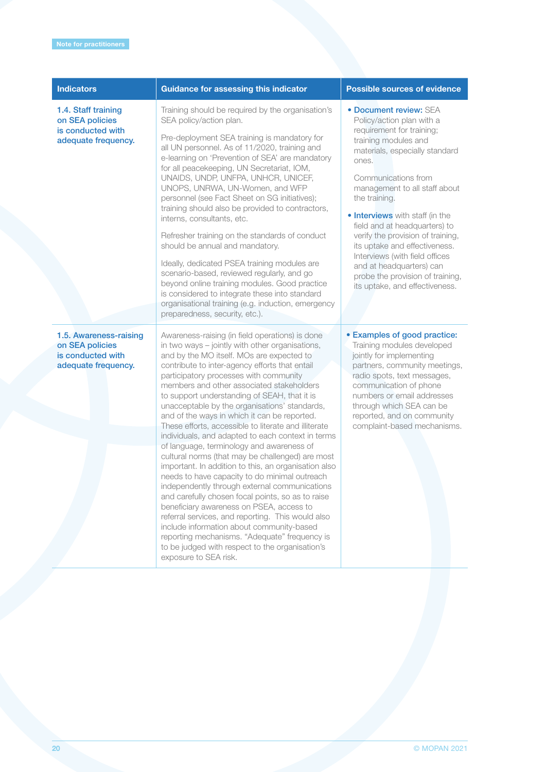Note for practitioners

| Indicators | Guidance for assessing this indicator | Possible sources of evidence |
|---|---|---|
| **1.4. Staff training on SEA policies is conducted with adequate frequency.** | Training should be required by the organisation's SEA policy/action plan.<br><br>Pre-deployment SEA training is mandatory for all UN personnel. As of 11/2020, training and e-learning on 'Prevention of SEA' are mandatory for all peacekeeping, UN Secretariat, IOM, UNAIDS, UNDP, UNFPA, UNHCR, UNICEF, UNOPS, UNRWA, UN-Women, and WFP personnel (see Fact Sheet on SG initiatives); training should also be provided to contractors, interns, consultants, etc.<br><br>Refresher training on the standards of conduct should be annual and mandatory.<br><br>Ideally, dedicated PSEA training modules are scenario-based, reviewed regularly, and go beyond online training modules. Good practice is considered to integrate these into standard organisational training (e.g. induction, emergency preparedness, security, etc.). | • **Document review:** SEA Policy/action plan with a requirement for training; training modules and materials, especially standard ones.<br><br>Communications from management to all staff about the training.<br><br>• **Interviews** with staff (in the field and at headquarters) to verify the provision of training, its uptake and effectiveness. Interviews (with field offices and at headquarters) can probe the provision of training, its uptake, and effectiveness. |
| **1.5. Awareness-raising on SEA policies is conducted with adequate frequency.** | Awareness-raising (in field operations) is done in two ways – jointly with other organisations, and by the MO itself. MOs are expected to contribute to inter-agency efforts that entail participatory processes with community members and other associated stakeholders to support understanding of SEAH, that it is unacceptable by the organisations' standards, and of the ways in which it can be reported. These efforts, accessible to literate and illiterate individuals, and adapted to each context in terms of language, terminology and awareness of cultural norms (that may be challenged) are most important. In addition to this, an organisation also needs to have capacity to do minimal outreach independently through external communications and carefully chosen focal points, so as to raise beneficiary awareness on PSEA, access to referral services, and reporting. This would also include information about community-based reporting mechanisms. "Adequate" frequency is to be judged with respect to the organisation's exposure to SEA risk. | • **Examples of good practice:** Training modules developed jointly for implementing partners, community meetings, radio spots, text messages, communication of phone numbers or email addresses through which SEA can be reported, and on community complaint-based mechanisms. |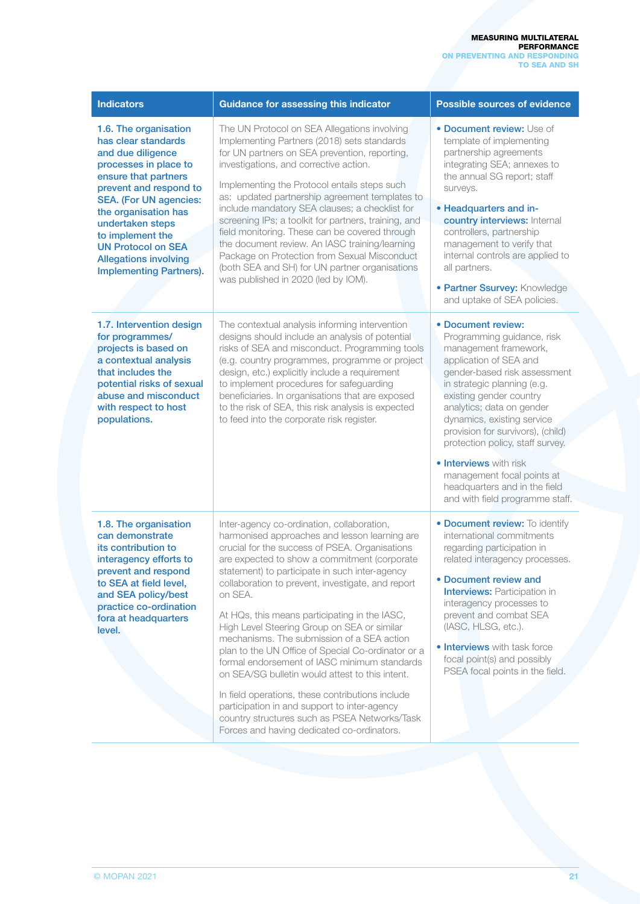| Indicators | Guidance for assessing this indicator | Possible sources of evidence |
|---|---|---|
| **1.6. The organisation has clear standards and due diligence processes in place to ensure that partners prevent and respond to SEA. (For UN agencies: the organisation has undertaken steps to implement the UN Protocol on SEA Allegations involving Implementing Partners).** | The UN Protocol on SEA Allegations involving Implementing Partners (2018) sets standards for UN partners on SEA prevention, reporting, investigations, and corrective action.<br><br>Implementing the Protocol entails steps such as: updated partnership agreement templates to include mandatory SEA clauses; a checklist for screening IPs; a toolkit for partners, training, and field monitoring. These can be covered through the document review. An IASC training/learning Package on Protection from Sexual Misconduct (both SEA and SH) for UN partner organisations was published in 2020 (led by IOM). | • **Document review:** Use of template of implementing partnership agreements integrating SEA; annexes to the annual SG report; staff surveys.<br><br>• **Headquarters and in-country interviews:** Internal controllers, partnership management to verify that internal controls are applied to all partners.<br><br>• **Partner Ssurvey:** Knowledge and uptake of SEA policies. |
| **1.7. Intervention design for programmes/ projects is based on a contextual analysis that includes the potential risks of sexual abuse and misconduct with respect to host populations.** | The contextual analysis informing intervention designs should include an analysis of potential risks of SEA and misconduct. Programming tools (e.g. country programmes, programme or project design, etc.) explicitly include a requirement to implement procedures for safeguarding beneficiaries. In organisations that are exposed to the risk of SEA, this risk analysis is expected to feed into the corporate risk register. | • **Document review:** Programming guidance, risk management framework, application of SEA and gender-based risk assessment in strategic planning (e.g. existing gender country analytics; data on gender dynamics, existing service provision for survivors), (child) protection policy, staff survey.<br><br>• **Interviews** with risk management focal points at headquarters and in the field and with field programme staff. |
| **1.8. The organisation can demonstrate its contribution to interagency efforts to prevent and respond to SEA at field level, and SEA policy/best practice co-ordination fora at headquarters level.** | Inter-agency co-ordination, collaboration, harmonised approaches and lesson learning are crucial for the success of PSEA. Organisations are expected to show a commitment (corporate statement) to participate in such inter-agency collaboration to prevent, investigate, and report on SEA.<br><br>At HQs, this means participating in the IASC, High Level Steering Group on SEA or similar mechanisms. The submission of a SEA action plan to the UN Office of Special Co-ordinator or a formal endorsement of IASC minimum standards on SEA/SG bulletin would attest to this intent.<br><br>In field operations, these contributions include participation in and support to inter-agency country structures such as PSEA Networks/Task Forces and having dedicated co-ordinators. | • **Document review:** To identify international commitments regarding participation in related interagency processes.<br><br>• **Document review and Interviews:** Participation in interagency processes to prevent and combat SEA (IASC, HLSG, etc.).<br><br>• **Interviews** with task force focal point(s) and possibly PSEA focal points in the field. |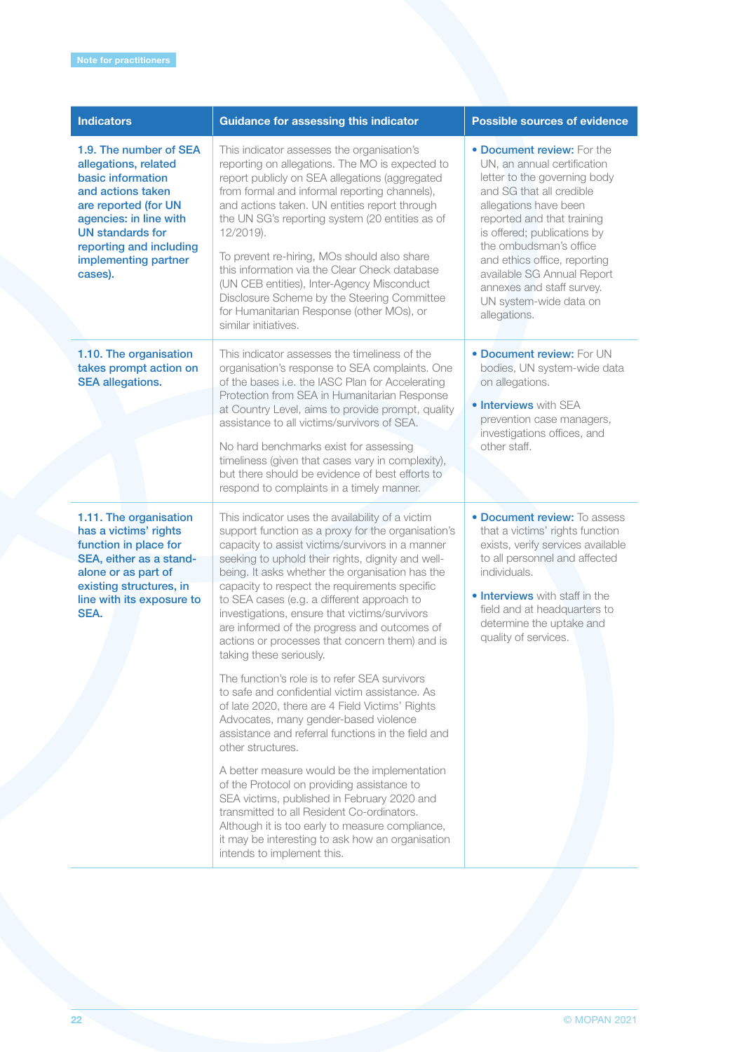| Indicators | Guidance for assessing this indicator | Possible sources of evidence |
|---|---|---|
| **1.9. The number of SEA allegations, related basic information and actions taken are reported (for UN agencies: in line with UN standards for reporting and including implementing partner cases).** | This indicator assesses the organisation's reporting on allegations. The MO is expected to report publicly on SEA allegations (aggregated from formal and informal reporting channels), and actions taken. UN entities report through the UN SG's reporting system (20 entities as of 12/2019).<br><br>To prevent re-hiring, MOs should also share this information via the Clear Check database (UN CEB entities), Inter-Agency Misconduct Disclosure Scheme by the Steering Committee for Humanitarian Response (other MOs), or similar initiatives. | • **Document review:** For the UN, an annual certification letter to the governing body and SG that all credible allegations have been reported and that training is offered; publications by the ombudsman's office and ethics office, reporting available SG Annual Report annexes and staff survey. UN system-wide data on allegations. |
| **1.10. The organisation takes prompt action on SEA allegations.** | This indicator assesses the timeliness of the organisation's response to SEA complaints. One of the bases i.e. the IASC Plan for Accelerating Protection from SEA in Humanitarian Response at Country Level, aims to provide prompt, quality assistance to all victims/survivors of SEA.<br><br>No hard benchmarks exist for assessing timeliness (given that cases vary in complexity), but there should be evidence of best efforts to respond to complaints in a timely manner. | • **Document review:** For UN bodies, UN system-wide data on allegations.<br><br>• **Interviews** with SEA prevention case managers, investigations offices, and other staff. |
| **1.11. The organisation has a victims' rights function in place for SEA, either as a stand-alone or as part of existing structures, in line with its exposure to SEA.** | This indicator uses the availability of a victim support function as a proxy for the organisation's capacity to assist victims/survivors in a manner seeking to uphold their rights, dignity and well-being. It asks whether the organisation has the capacity to respect the requirements specific to SEA cases (e.g. a different approach to investigations, ensure that victims/survivors are informed of the progress and outcomes of actions or processes that concern them) and is taking these seriously.<br><br>The function's role is to refer SEA survivors to safe and confidential victim assistance. As of late 2020, there are 4 Field Victims' Rights Advocates, many gender-based violence assistance and referral functions in the field and other structures.<br><br>A better measure would be the implementation of the Protocol on providing assistance to SEA victims, published in February 2020 and transmitted to all Resident Co-ordinators. Although it is too early to measure compliance, it may be interesting to ask how an organisation intends to implement this. | • **Document review:** To assess that a victims' rights function exists, verify services available to all personnel and affected individuals.<br><br>• **Interviews** with staff in the field and at headquarters to determine the uptake and quality of services. |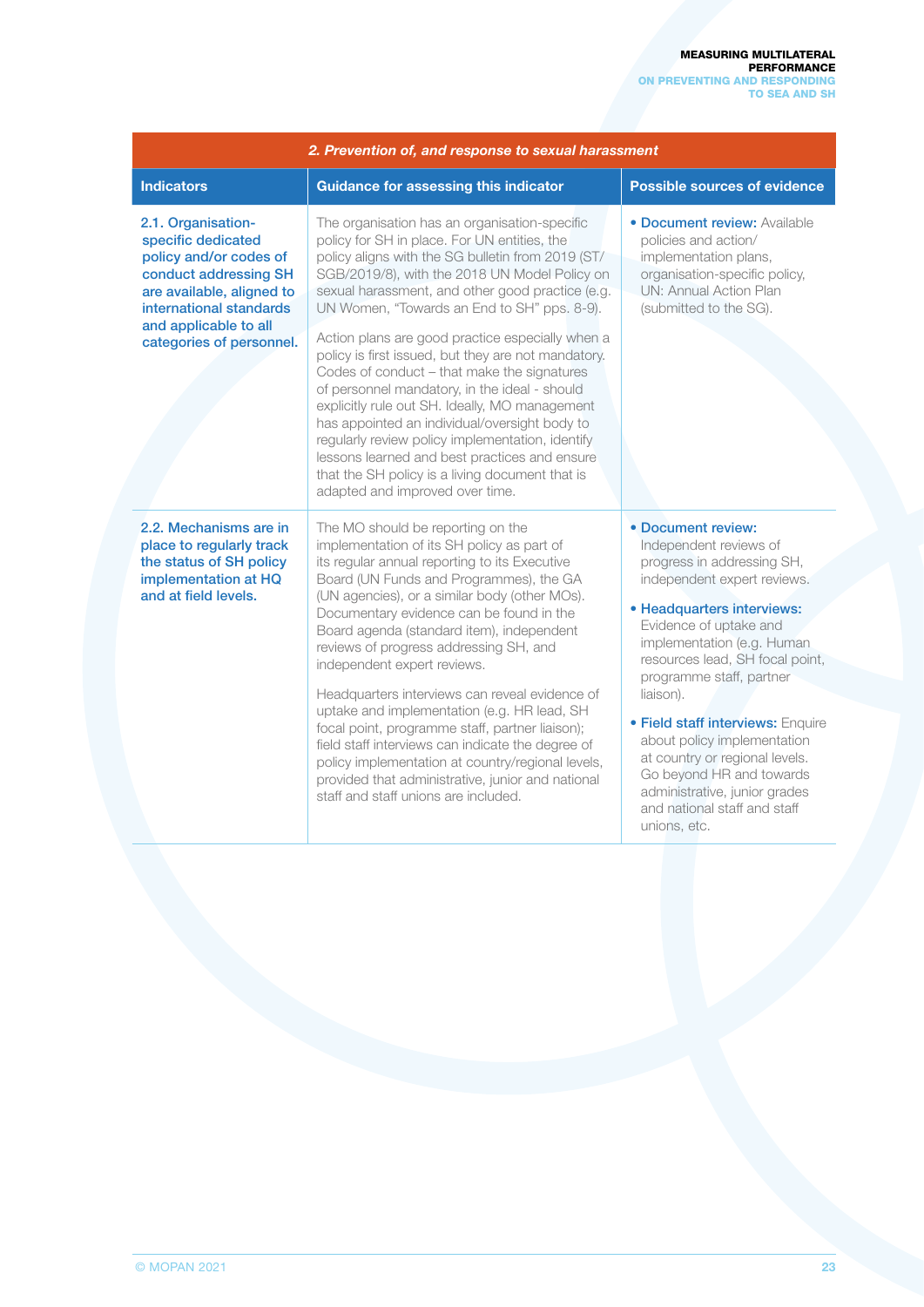| *2. Prevention of, and response to sexual harassment* | | |
|---|---|---|
| **Indicators** | **Guidance for assessing this indicator** | **Possible sources of evidence** |
| **2.1. Organisation-specific dedicated policy and/or codes of conduct addressing SH are available, aligned to international standards and applicable to all categories of personnel.** | The organisation has an organisation-specific policy for SH in place. For UN entities, the policy aligns with the SG bulletin from 2019 (ST/SGB/2019/8), with the 2018 UN Model Policy on sexual harassment, and other good practice (e.g. UN Women, "Towards an End to SH" pps. 8-9).<br><br>Action plans are good practice especially when a policy is first issued, but they are not mandatory. Codes of conduct – that make the signatures of personnel mandatory, in the ideal - should explicitly rule out SH. Ideally, MO management has appointed an individual/oversight body to regularly review policy implementation, identify lessons learned and best practices and ensure that the SH policy is a living document that is adapted and improved over time. | • **Document review:** Available policies and action/implementation plans, organisation-specific policy, UN: Annual Action Plan (submitted to the SG). |
| **2.2. Mechanisms are in place to regularly track the status of SH policy implementation at HQ and at field levels.** | The MO should be reporting on the implementation of its SH policy as part of its regular annual reporting to its Executive Board (UN Funds and Programmes), the GA (UN agencies), or a similar body (other MOs). Documentary evidence can be found in the Board agenda (standard item), independent reviews of progress addressing SH, and independent expert reviews.<br><br>Headquarters interviews can reveal evidence of uptake and implementation (e.g. HR lead, SH focal point, programme staff, partner liaison); field staff interviews can indicate the degree of policy implementation at country/regional levels, provided that administrative, junior and national staff and staff unions are included. | • **Document review:** Independent reviews of progress in addressing SH, independent expert reviews.<br><br>• **Headquarters interviews:** Evidence of uptake and implementation (e.g. Human resources lead, SH focal point, programme staff, partner liaison).<br><br>• **Field staff interviews:** Enquire about policy implementation at country or regional levels. Go beyond HR and towards administrative, junior grades and national staff and staff unions, etc. |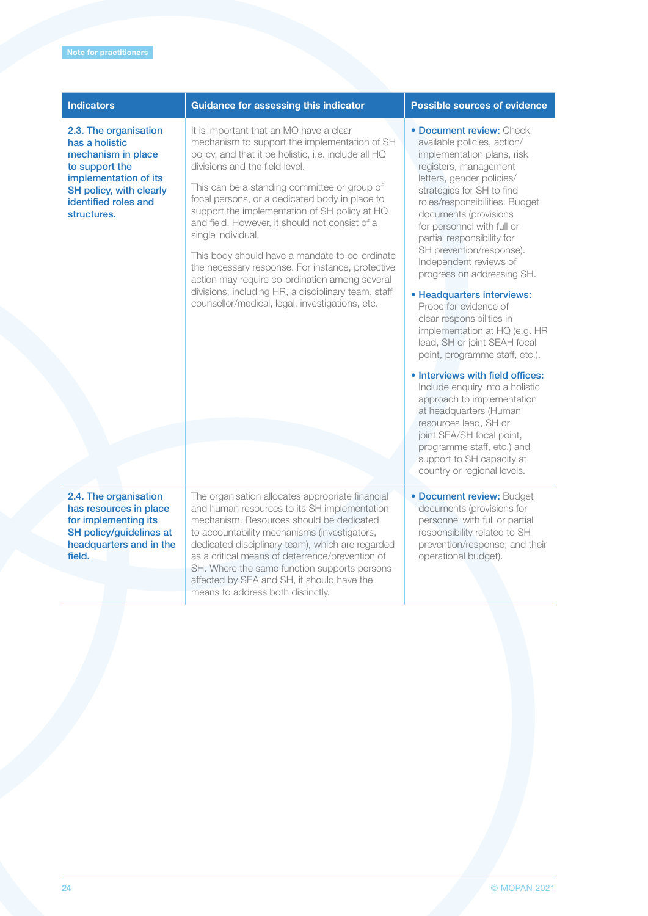Note for practitioners

| Indicators | Guidance for assessing this indicator | Possible sources of evidence |
| --- | --- | --- |
| **2.3. The organisation has a holistic mechanism in place to support the implementation of its SH policy, with clearly identified roles and structures.** | It is important that an MO have a clear mechanism to support the implementation of SH policy, and that it be holistic, i.e. include all HQ divisions and the field level.<br><br>This can be a standing committee or group of focal persons, or a dedicated body in place to support the implementation of SH policy at HQ and field. However, it should not consist of a single individual.<br><br>This body should have a mandate to co-ordinate the necessary response. For instance, protective action may require co-ordination among several divisions, including HR, a disciplinary team, staff counsellor/medical, legal, investigations, etc. | • **Document review:** Check available policies, action/ implementation plans, risk registers, management letters, gender policies/ strategies for SH to find roles/responsibilities. Budget documents (provisions for personnel with full or partial responsibility for SH prevention/response). Independent reviews of progress on addressing SH.<br><br>• **Headquarters interviews:** Probe for evidence of clear responsibilities in implementation at HQ (e.g. HR lead, SH or joint SEAH focal point, programme staff, etc.).<br><br>• **Interviews with field offices:** Include enquiry into a holistic approach to implementation at headquarters (Human resources lead, SH or joint SEA/SH focal point, programme staff, etc.) and support to SH capacity at country or regional levels. |
| **2.4. The organisation has resources in place for implementing its SH policy/guidelines at headquarters and in the field.** | The organisation allocates appropriate financial and human resources to its SH implementation mechanism. Resources should be dedicated to accountability mechanisms (investigators, dedicated disciplinary team), which are regarded as a critical means of deterrence/prevention of SH. Where the same function supports persons affected by SEA and SH, it should have the means to address both distinctly. | • **Document review:** Budget documents (provisions for personnel with full or partial responsibility related to SH prevention/response; and their operational budget). |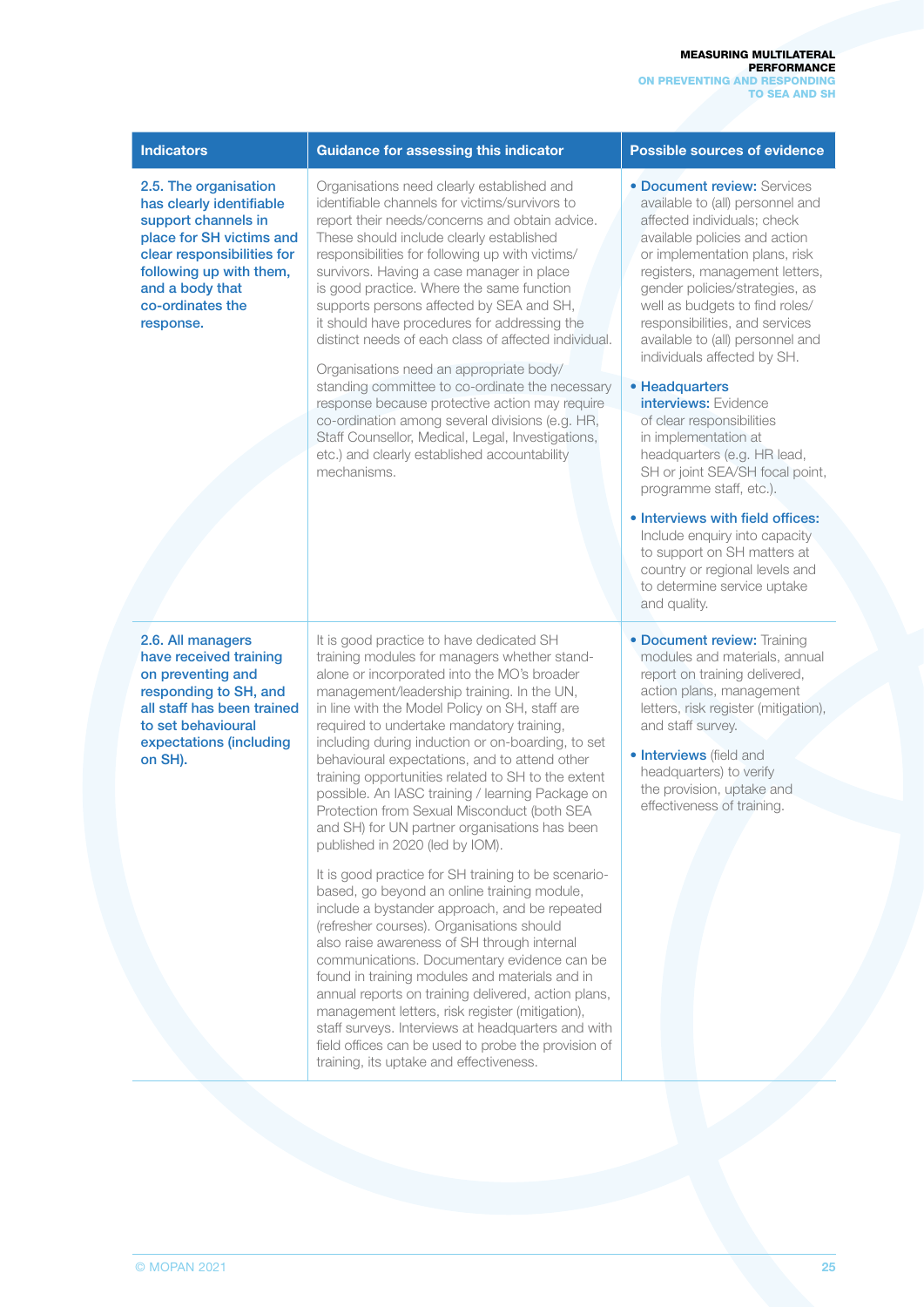| Indicators | Guidance for assessing this indicator | Possible sources of evidence |
|---|---|---|
| 2.5. The organisation has clearly identifiable support channels in place for SH victims and clear responsibilities for following up with them, and a body that co-ordinates the response. | Organisations need clearly established and identifiable channels for victims/survivors to report their needs/concerns and obtain advice. These should include clearly established responsibilities for following up with victims/survivors. Having a case manager in place is good practice. Where the same function supports persons affected by SEA and SH, it should have procedures for addressing the distinct needs of each class of affected individual.<br><br>Organisations need an appropriate body/standing committee to co-ordinate the necessary response because protective action may require co-ordination among several divisions (e.g. HR, Staff Counsellor, Medical, Legal, Investigations, etc.) and clearly established accountability mechanisms. | • **Document review:** Services available to (all) personnel and affected individuals; check available policies and action or implementation plans, risk registers, management letters, gender policies/strategies, as well as budgets to find roles/responsibilities, and services available to (all) personnel and individuals affected by SH.<br><br>• **Headquarters interviews:** Evidence of clear responsibilities in implementation at headquarters (e.g. HR lead, SH or joint SEA/SH focal point, programme staff, etc.).<br><br>• **Interviews with field offices:** Include enquiry into capacity to support on SH matters at country or regional levels and to determine service uptake and quality. |
| 2.6. All managers have received training on preventing and responding to SH, and all staff has been trained to set behavioural expectations (including on SH). | It is good practice to have dedicated SH training modules for managers whether stand-alone or incorporated into the MO's broader management/leadership training. In the UN, in line with the Model Policy on SH, staff are required to undertake mandatory training, including during induction or on-boarding, to set behavioural expectations, and to attend other training opportunities related to SH to the extent possible. An IASC training / learning Package on Protection from Sexual Misconduct (both SEA and SH) for UN partner organisations has been published in 2020 (led by IOM).<br><br>It is good practice for SH training to be scenario-based, go beyond an online training module, include a bystander approach, and be repeated (refresher courses). Organisations should also raise awareness of SH through internal communications. Documentary evidence can be found in training modules and materials and in annual reports on training delivered, action plans, management letters, risk register (mitigation), staff surveys. Interviews at headquarters and with field offices can be used to probe the provision of training, its uptake and effectiveness. | • **Document review:** Training modules and materials, annual report on training delivered, action plans, management letters, risk register (mitigation), and staff survey.<br><br>• **Interviews** (field and headquarters) to verify the provision, uptake and effectiveness of training. |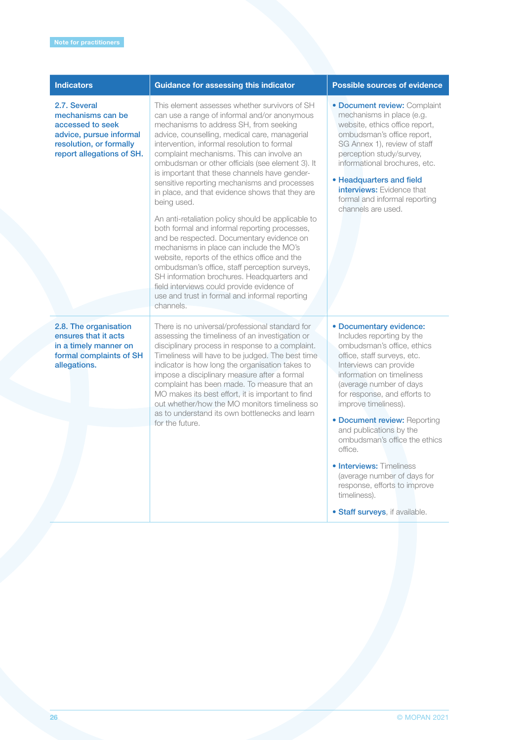Note for practitioners

| Indicators | Guidance for assessing this indicator | Possible sources of evidence |
|---|---|---|
| **2.7. Several mechanisms can be accessed to seek advice, pursue informal resolution, or formally report allegations of SH.** | This element assesses whether survivors of SH can use a range of informal and/or anonymous mechanisms to address SH, from seeking advice, counselling, medical care, managerial intervention, informal resolution to formal complaint mechanisms. This can involve an ombudsman or other officials (see element 3). It is important that these channels have gender-sensitive reporting mechanisms and processes in place, and that evidence shows that they are being used.<br><br>An anti-retaliation policy should be applicable to both formal and informal reporting processes, and be respected. Documentary evidence on mechanisms in place can include the MO's website, reports of the ethics office and the ombudsman's office, staff perception surveys, SH information brochures. Headquarters and field interviews could provide evidence of use and trust in formal and informal reporting channels. | • **Document review:** Complaint mechanisms in place (e.g. website, ethics office report, ombudsman's office report, SG Annex 1), review of staff perception study/survey, informational brochures, etc.<br><br>• **Headquarters and field interviews:** Evidence that formal and informal reporting channels are used. |
| **2.8. The organisation ensures that it acts in a timely manner on formal complaints of SH allegations.** | There is no universal/professional standard for assessing the timeliness of an investigation or disciplinary process in response to a complaint. Timeliness will have to be judged. The best time indicator is how long the organisation takes to impose a disciplinary measure after a formal complaint has been made. To measure that an MO makes its best effort, it is important to find out whether/how the MO monitors timeliness so as to understand its own bottlenecks and learn for the future. | • **Documentary evidence:** Includes reporting by the ombudsman's office, ethics office, staff surveys, etc. Interviews can provide information on timeliness (average number of days for response, and efforts to improve timeliness).<br><br>• **Document review:** Reporting and publications by the ombudsman's office the ethics office.<br><br>• **Interviews:** Timeliness (average number of days for response, efforts to improve timeliness).<br><br>• **Staff surveys**, if available. |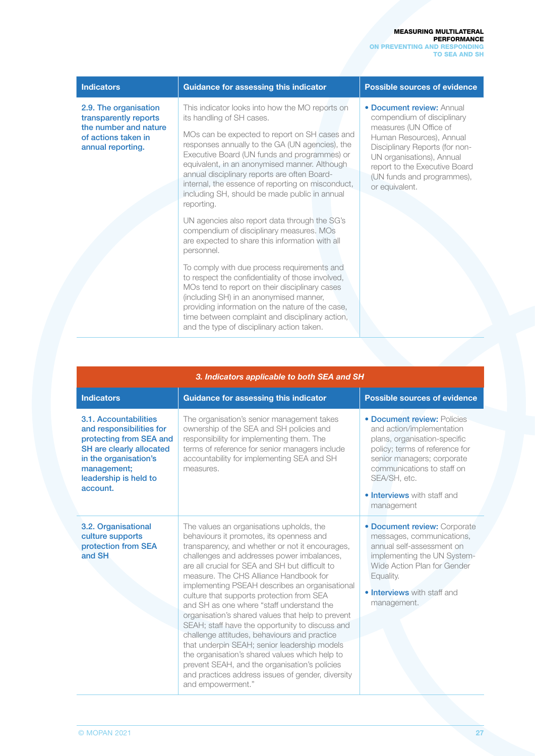| Indicators | Guidance for assessing this indicator | Possible sources of evidence |
|---|---|---|
| **2.9. The organisation transparently reports the number and nature of actions taken in annual reporting.** | This indicator looks into how the MO reports on its handling of SH cases.<br><br>MOs can be expected to report on SH cases and responses annually to the GA (UN agencies), the Executive Board (UN funds and programmes) or equivalent, in an anonymised manner. Although annual disciplinary reports are often Board-internal, the essence of reporting on misconduct, including SH, should be made public in annual reporting.<br><br>UN agencies also report data through the SG's compendium of disciplinary measures. MOs are expected to share this information with all personnel.<br><br>To comply with due process requirements and to respect the confidentiality of those involved, MOs tend to report on their disciplinary cases (including SH) in an anonymised manner, providing information on the nature of the case, time between complaint and disciplinary action, and the type of disciplinary action taken. | • **Document review:** Annual compendium of disciplinary measures (UN Office of Human Resources), Annual Disciplinary Reports (for non-UN organisations), Annual report to the Executive Board (UN funds and programmes), or equivalent. |

| *3. Indicators applicable to both SEA and SH* | | |
|---|---|---|
| **Indicators** | **Guidance for assessing this indicator** | **Possible sources of evidence** |
| **3.1. Accountabilities and responsibilities for protecting from SEA and SH are clearly allocated in the organisation's management; leadership is held to account.** | The organisation's senior management takes ownership of the SEA and SH policies and responsibility for implementing them. The terms of reference for senior managers include accountability for implementing SEA and SH measures. | • **Document review:** Policies and action/implementation plans, organisation-specific policy; terms of reference for senior managers; corporate communications to staff on SEA/SH, etc.<br><br>• **Interviews** with staff and management |
| **3.2. Organisational culture supports protection from SEA and SH** | The values an organisations upholds, the behaviours it promotes, its openness and transparency, and whether or not it encourages, challenges and addresses power imbalances, are all crucial for SEA and SH but difficult to measure. The CHS Alliance Handbook for implementing PSEAH describes an organisational culture that supports protection from SEA and SH as one where "staff understand the organisation's shared values that help to prevent SEAH; staff have the opportunity to discuss and challenge attitudes, behaviours and practice that underpin SEAH; senior leadership models the organisation's shared values which help to prevent SEAH, and the organisation's policies and practices address issues of gender, diversity and empowerment." | • **Document review:** Corporate messages, communications, annual self-assessment on implementing the UN System-Wide Action Plan for Gender Equality.<br><br>• **Interviews** with staff and management. |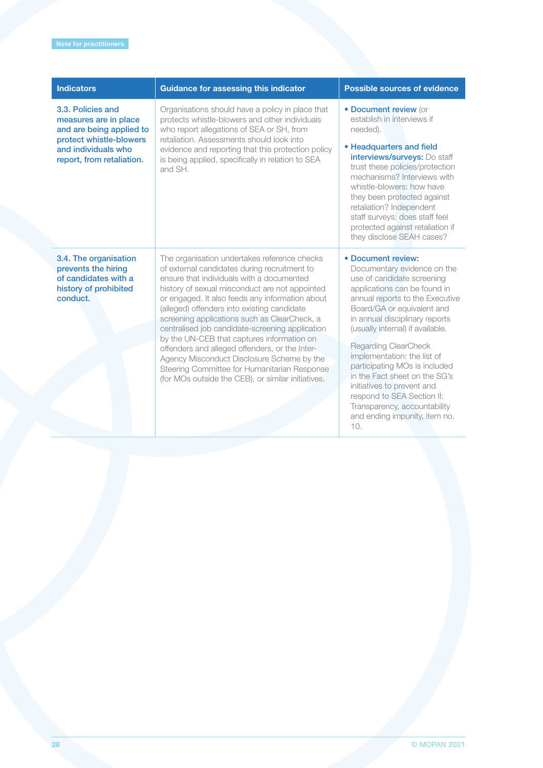| Indicators | Guidance for assessing this indicator | Possible sources of evidence |
|---|---|---|
| **3.3. Policies and measures are in place and are being applied to protect whistle-blowers and individuals who report, from retaliation.** | Organisations should have a policy in place that protects whistle-blowers and other individuals who report allegations of SEA or SH, from retaliation. Assessments should look into evidence and reporting that this protection policy is being applied, specifically in relation to SEA and SH. | • **Document review** (or establish in interviews if needed).<br><br>• **Headquarters and field interviews/surveys:** Do staff trust these policies/protection mechanisms? Interviews with whistle-blowers: how have they been protected against retaliation? Independent staff surveys: does staff feel protected against retaliation if they disclose SEAH cases? |
| **3.4. The organisation prevents the hiring of candidates with a history of prohibited conduct.** | The organisation undertakes reference checks of external candidates during recruitment to ensure that individuals with a documented history of sexual misconduct are not appointed or engaged. It also feeds any information about (alleged) offenders into existing candidate screening applications such as ClearCheck, a centralised job candidate-screening application by the UN-CEB that captures information on offenders and alleged offenders, or the Inter-Agency Misconduct Disclosure Scheme by the Steering Committee for Humanitarian Response (for MOs outside the CEB), or similar initiatives. | • **Document review:** Documentary evidence on the use of candidate screening applications can be found in annual reports to the Executive Board/GA or equivalent and in annual disciplinary reports (usually internal) if available.<br><br>Regarding ClearCheck implementation: the list of participating MOs is included in the Fact sheet on the SG's initiatives to prevent and respond to SEA Section II: Transparency, accountability and ending impunity, item no. 10. |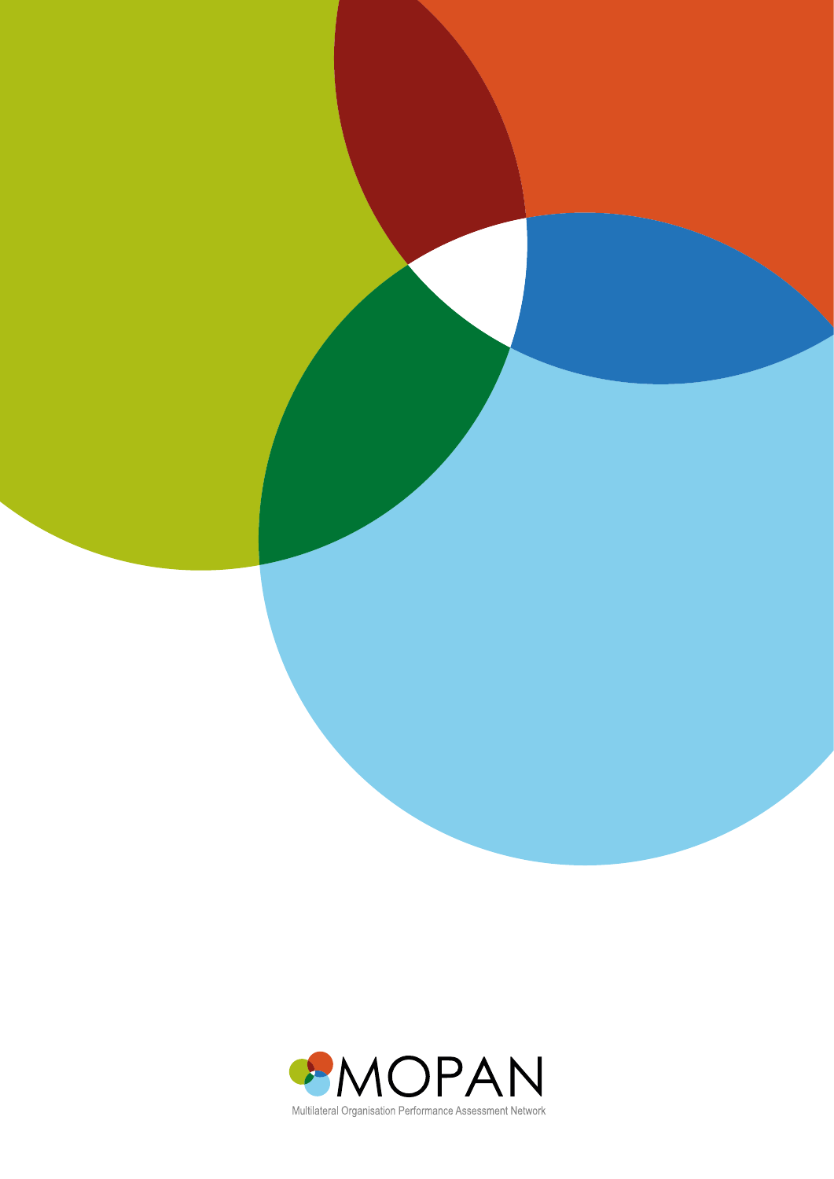MOPAN

Multilateral Organisation Performance Assessment Network